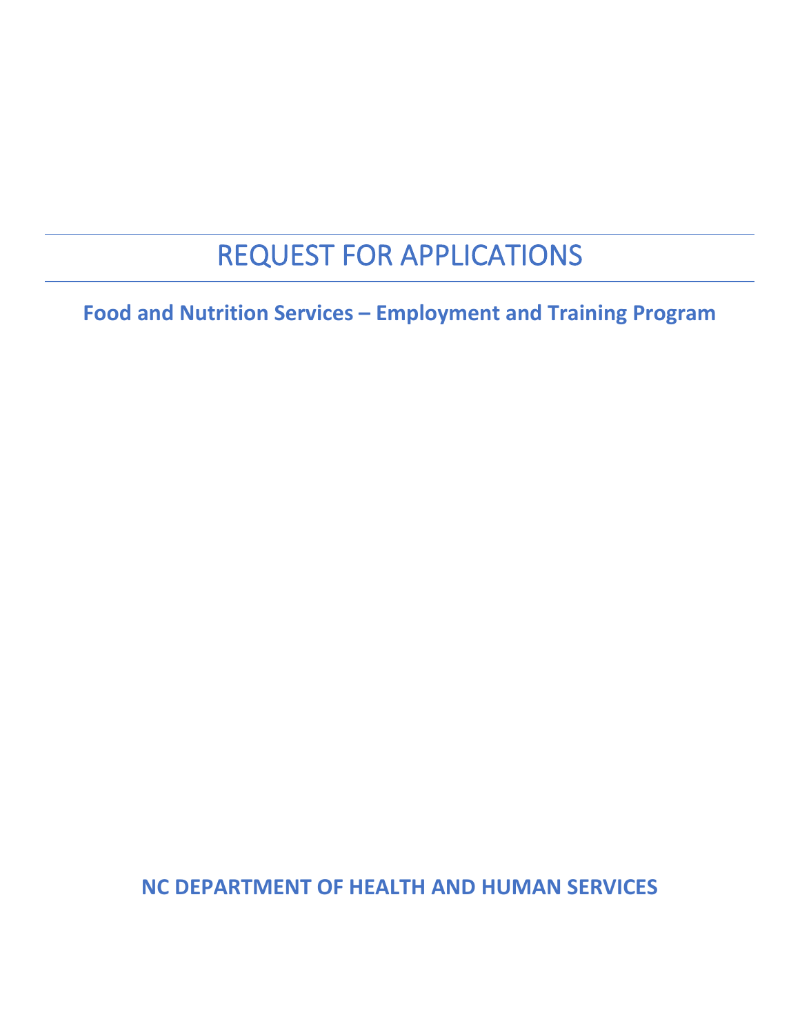# REQUEST FOR APPLICATIONS

## Food and Nutrition Services – Employment and Training Program

**NC DEPARTMENT OF HEALTH AND HUMAN SERVICES**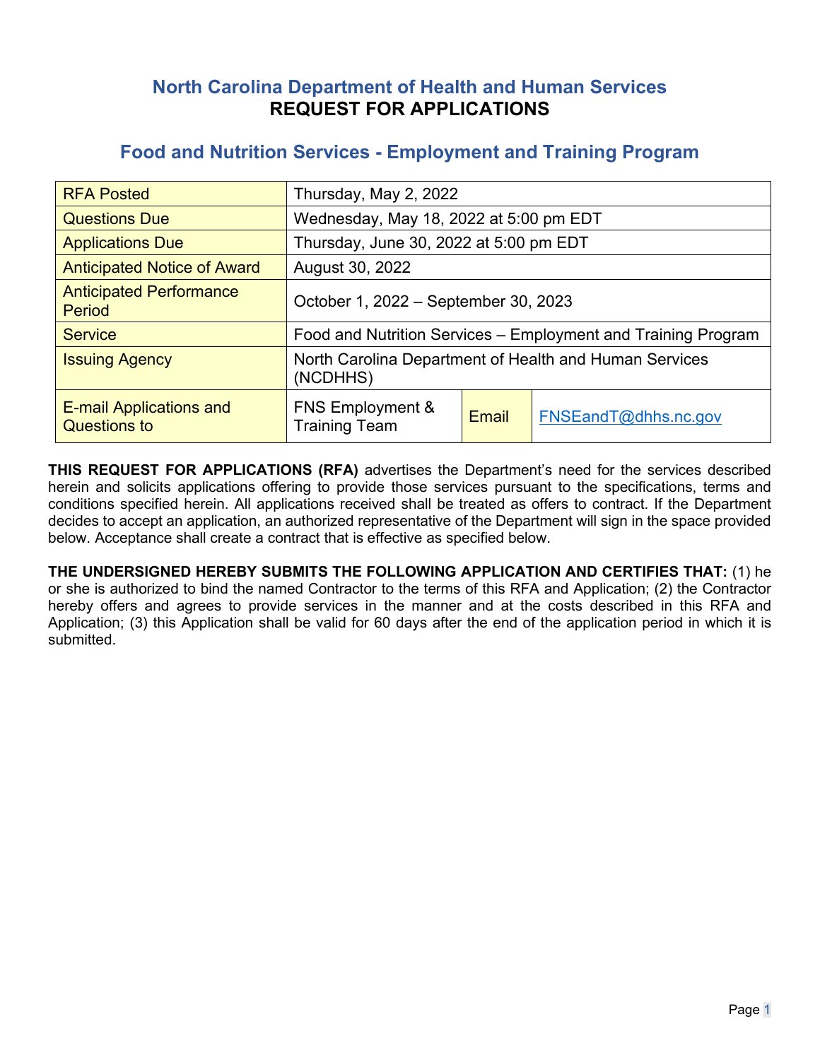# North Carolina Department of Health and Human Services

## REQUEST FOR APPLICATIONS

## Food and Nutrition Services - Employment and Training Program

| | | | |
|---|---|---|---|
| RFA Posted | Thursday, May 2, 2022 | | |
| Questions Due | Wednesday, May 18, 2022 at 5:00 pm EDT | | |
| Applications Due | Thursday, June 30, 2022 at 5:00 pm EDT | | |
| Anticipated Notice of Award | August 30, 2022 | | |
| Anticipated Performance Period | October 1, 2022 – September 30, 2023 | | |
| Service | Food and Nutrition Services – Employment and Training Program | | |
| Issuing Agency | North Carolina Department of Health and Human Services (NCDHHS) | | |
| E-mail Applications and Questions to | FNS Employment & Training Team | Email | FNSEandT@dhhs.nc.gov |

**THIS REQUEST FOR APPLICATIONS (RFA)** advertises the Department's need for the services described herein and solicits applications offering to provide those services pursuant to the specifications, terms and conditions specified herein. All applications received shall be treated as offers to contract. If the Department decides to accept an application, an authorized representative of the Department will sign in the space provided below. Acceptance shall create a contract that is effective as specified below.

**THE UNDERSIGNED HEREBY SUBMITS THE FOLLOWING APPLICATION AND CERTIFIES THAT:** (1) he or she is authorized to bind the named Contractor to the terms of this RFA and Application; (2) the Contractor hereby offers and agrees to provide services in the manner and at the costs described in this RFA and Application; (3) this Application shall be valid for 60 days after the end of the application period in which it is submitted.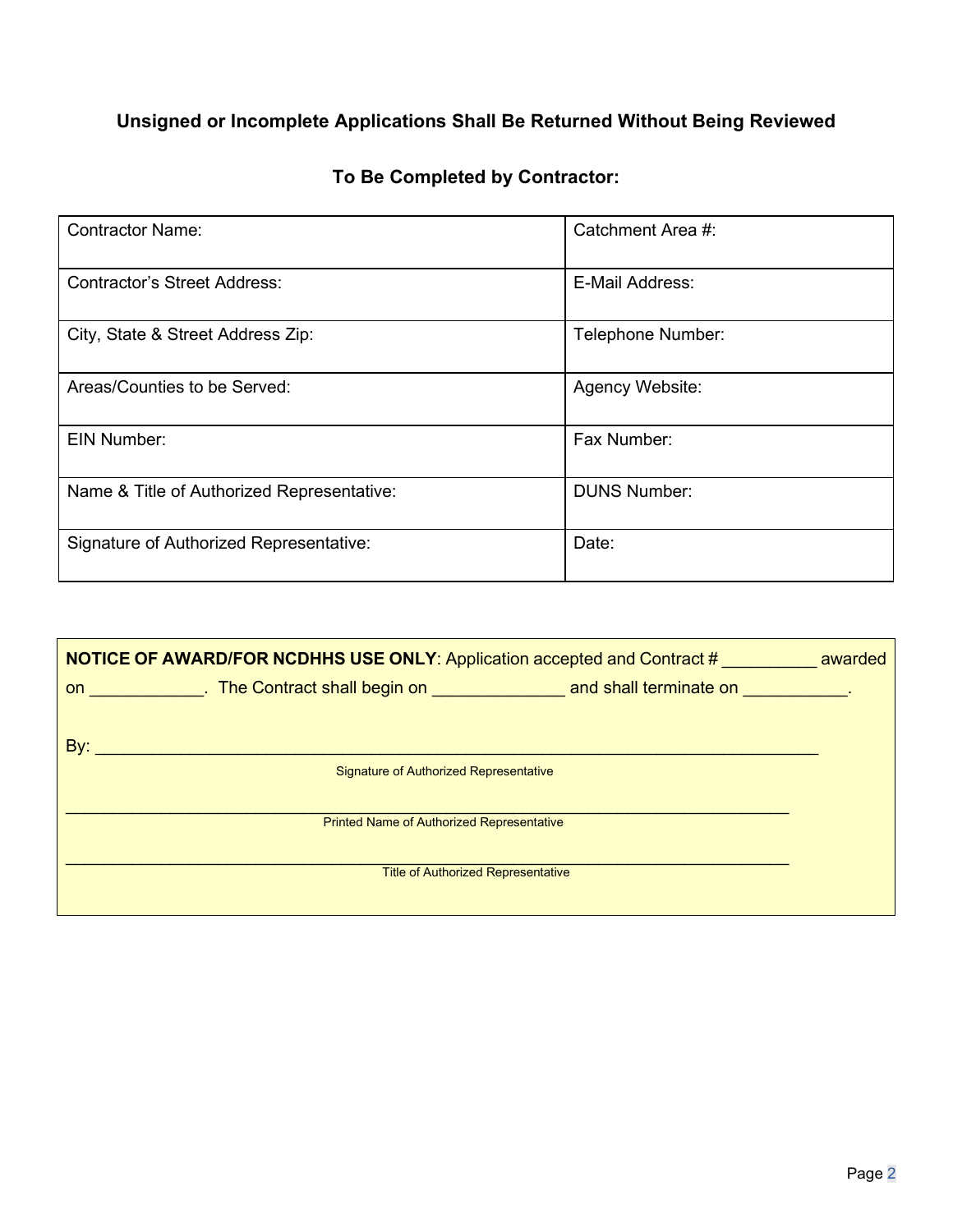**Unsigned or Incomplete Applications Shall Be Returned Without Being Reviewed**

**To Be Completed by Contractor:**

| Contractor Name: | Catchment Area #: |
|---|---|
| Contractor's Street Address: | E-Mail Address: |
| City, State & Street Address Zip: | Telephone Number: |
| Areas/Counties to be Served: | Agency Website: |
| EIN Number: | Fax Number: |
| Name & Title of Authorized Representative: | DUNS Number: |
| Signature of Authorized Representative: | Date: |

**NOTICE OF AWARD/FOR NCDHHS USE ONLY**: Application accepted and Contract # __________ awarded on ____________. The Contract shall begin on ______________ and shall terminate on ___________.

By: ___________________________________________________________________________

Signature of Authorized Representative

___________________________________________________________________________

Printed Name of Authorized Representative

___________________________________________________________________________

Title of Authorized Representative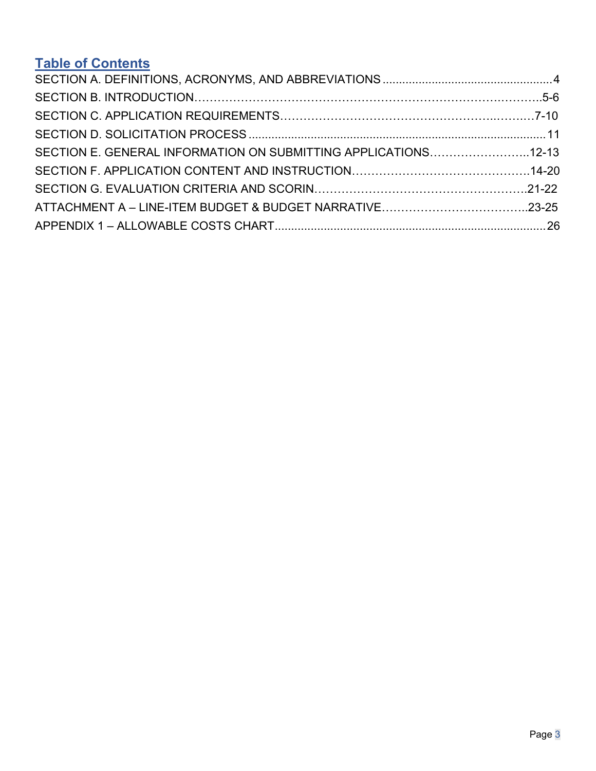## Table of Contents

SECTION A. DEFINITIONS, ACRONYMS, AND ABBREVIATIONS ....................................................4
SECTION B. INTRODUCTION…………………………………………………………………………..5-6
SECTION C. APPLICATION REQUIREMENTS……………………………………………..……..…7-10
SECTION D. SOLICITATION PROCESS ............................................................................................11
SECTION E. GENERAL INFORMATION ON SUBMITTING APPLICATIONS……………………..12-13
SECTION F. APPLICATION CONTENT AND INSTRUCTION………………………………………14-20
SECTION G. EVALUATION CRITERIA AND SCORIN……………………………………………….21-22
ATTACHMENT A – LINE-ITEM BUDGET & BUDGET NARRATIVE………………………………..23-25
APPENDIX 1 – ALLOWABLE COSTS CHART....................................................................................26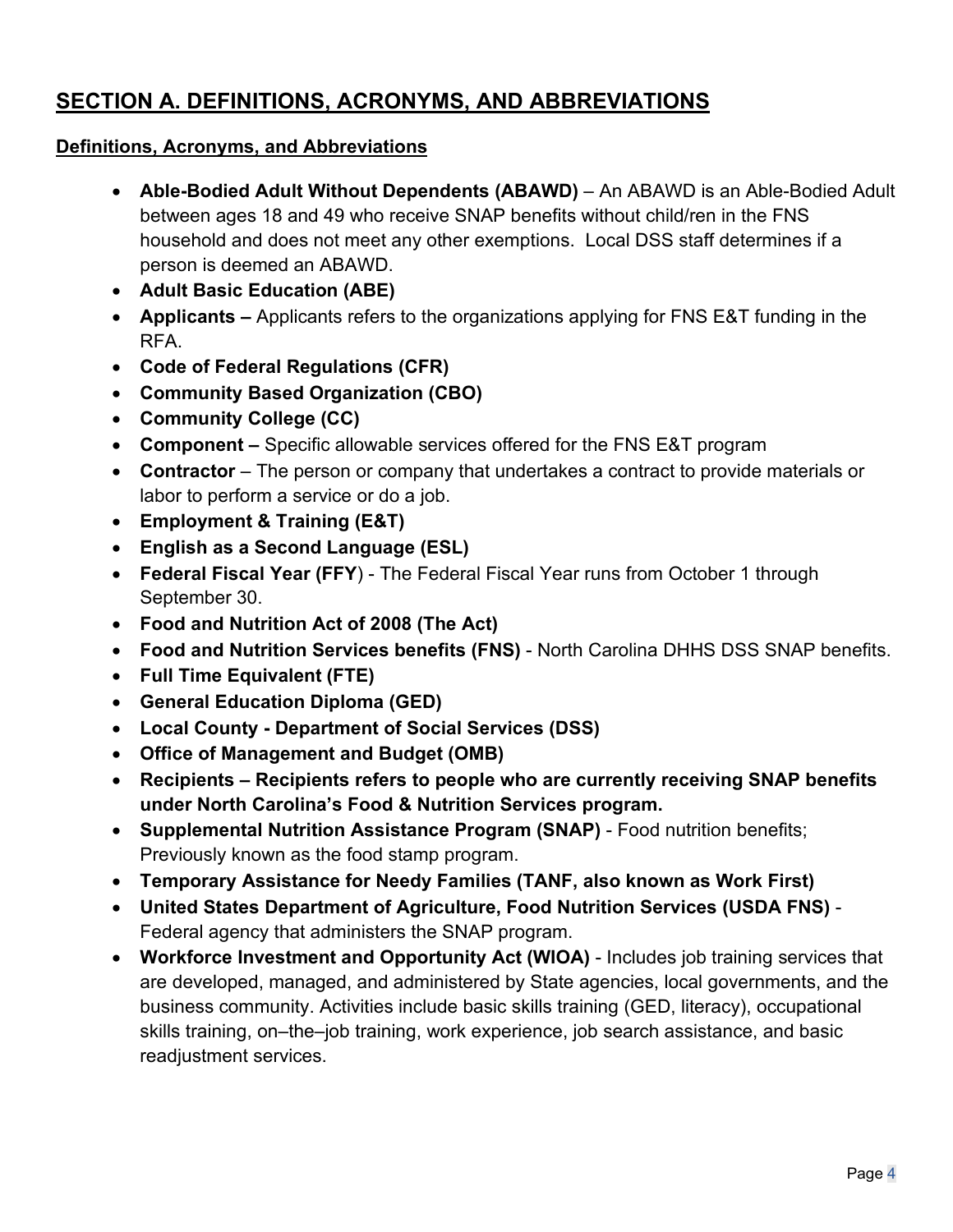## SECTION A. DEFINITIONS, ACRONYMS, AND ABBREVIATIONS

### Definitions, Acronyms, and Abbreviations

- **Able-Bodied Adult Without Dependents (ABAWD)** – An ABAWD is an Able-Bodied Adult between ages 18 and 49 who receive SNAP benefits without child/ren in the FNS household and does not meet any other exemptions. Local DSS staff determines if a person is deemed an ABAWD.
- **Adult Basic Education (ABE)**
- **Applicants –** Applicants refers to the organizations applying for FNS E&T funding in the RFA.
- **Code of Federal Regulations (CFR)**
- **Community Based Organization (CBO)**
- **Community College (CC)**
- **Component –** Specific allowable services offered for the FNS E&T program
- **Contractor** – The person or company that undertakes a contract to provide materials or labor to perform a service or do a job.
- **Employment & Training (E&T)**
- **English as a Second Language (ESL)**
- **Federal Fiscal Year (FFY)** - The Federal Fiscal Year runs from October 1 through September 30.
- **Food and Nutrition Act of 2008 (The Act)**
- **Food and Nutrition Services benefits (FNS)** - North Carolina DHHS DSS SNAP benefits.
- **Full Time Equivalent (FTE)**
- **General Education Diploma (GED)**
- **Local County - Department of Social Services (DSS)**
- **Office of Management and Budget (OMB)**
- **Recipients – Recipients refers to people who are currently receiving SNAP benefits under North Carolina's Food & Nutrition Services program.**
- **Supplemental Nutrition Assistance Program (SNAP)** - Food nutrition benefits; Previously known as the food stamp program.
- **Temporary Assistance for Needy Families (TANF, also known as Work First)**
- **United States Department of Agriculture, Food Nutrition Services (USDA FNS)** - Federal agency that administers the SNAP program.
- **Workforce Investment and Opportunity Act (WIOA)** - Includes job training services that are developed, managed, and administered by State agencies, local governments, and the business community. Activities include basic skills training (GED, literacy), occupational skills training, on–the–job training, work experience, job search assistance, and basic readjustment services.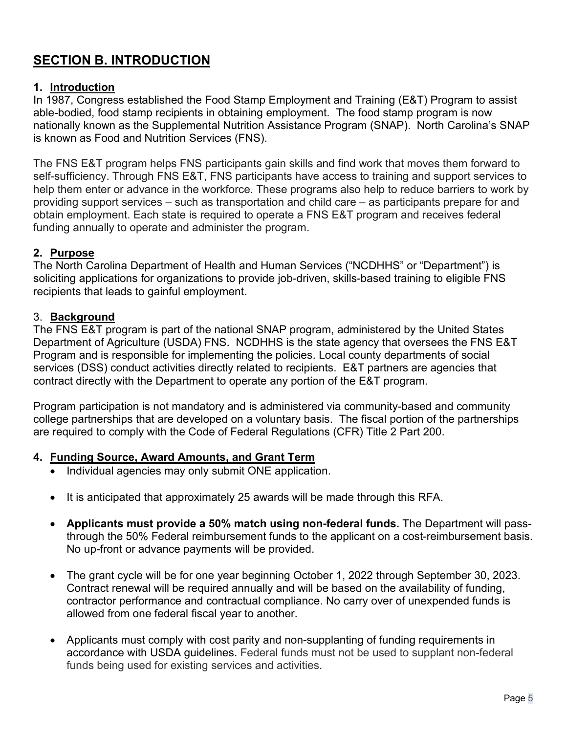# SECTION B. INTRODUCTION

## 1. Introduction

In 1987, Congress established the Food Stamp Employment and Training (E&T) Program to assist able-bodied, food stamp recipients in obtaining employment. The food stamp program is now nationally known as the Supplemental Nutrition Assistance Program (SNAP). North Carolina's SNAP is known as Food and Nutrition Services (FNS).

The FNS E&T program helps FNS participants gain skills and find work that moves them forward to self-sufficiency. Through FNS E&T, FNS participants have access to training and support services to help them enter or advance in the workforce. These programs also help to reduce barriers to work by providing support services – such as transportation and child care – as participants prepare for and obtain employment. Each state is required to operate a FNS E&T program and receives federal funding annually to operate and administer the program.

## 2. Purpose

The North Carolina Department of Health and Human Services ("NCDHHS" or "Department") is soliciting applications for organizations to provide job-driven, skills-based training to eligible FNS recipients that leads to gainful employment.

## 3. Background

The FNS E&T program is part of the national SNAP program, administered by the United States Department of Agriculture (USDA) FNS. NCDHHS is the state agency that oversees the FNS E&T Program and is responsible for implementing the policies. Local county departments of social services (DSS) conduct activities directly related to recipients. E&T partners are agencies that contract directly with the Department to operate any portion of the E&T program.

Program participation is not mandatory and is administered via community-based and community college partnerships that are developed on a voluntary basis. The fiscal portion of the partnerships are required to comply with the Code of Federal Regulations (CFR) Title 2 Part 200.

## 4. Funding Source, Award Amounts, and Grant Term

- Individual agencies may only submit ONE application.
- It is anticipated that approximately 25 awards will be made through this RFA.
- **Applicants must provide a 50% match using non-federal funds.** The Department will pass-through the 50% Federal reimbursement funds to the applicant on a cost-reimbursement basis. No up-front or advance payments will be provided.
- The grant cycle will be for one year beginning October 1, 2022 through September 30, 2023. Contract renewal will be required annually and will be based on the availability of funding, contractor performance and contractual compliance. No carry over of unexpended funds is allowed from one federal fiscal year to another.
- Applicants must comply with cost parity and non-supplanting of funding requirements in accordance with USDA guidelines. Federal funds must not be used to supplant non-federal funds being used for existing services and activities.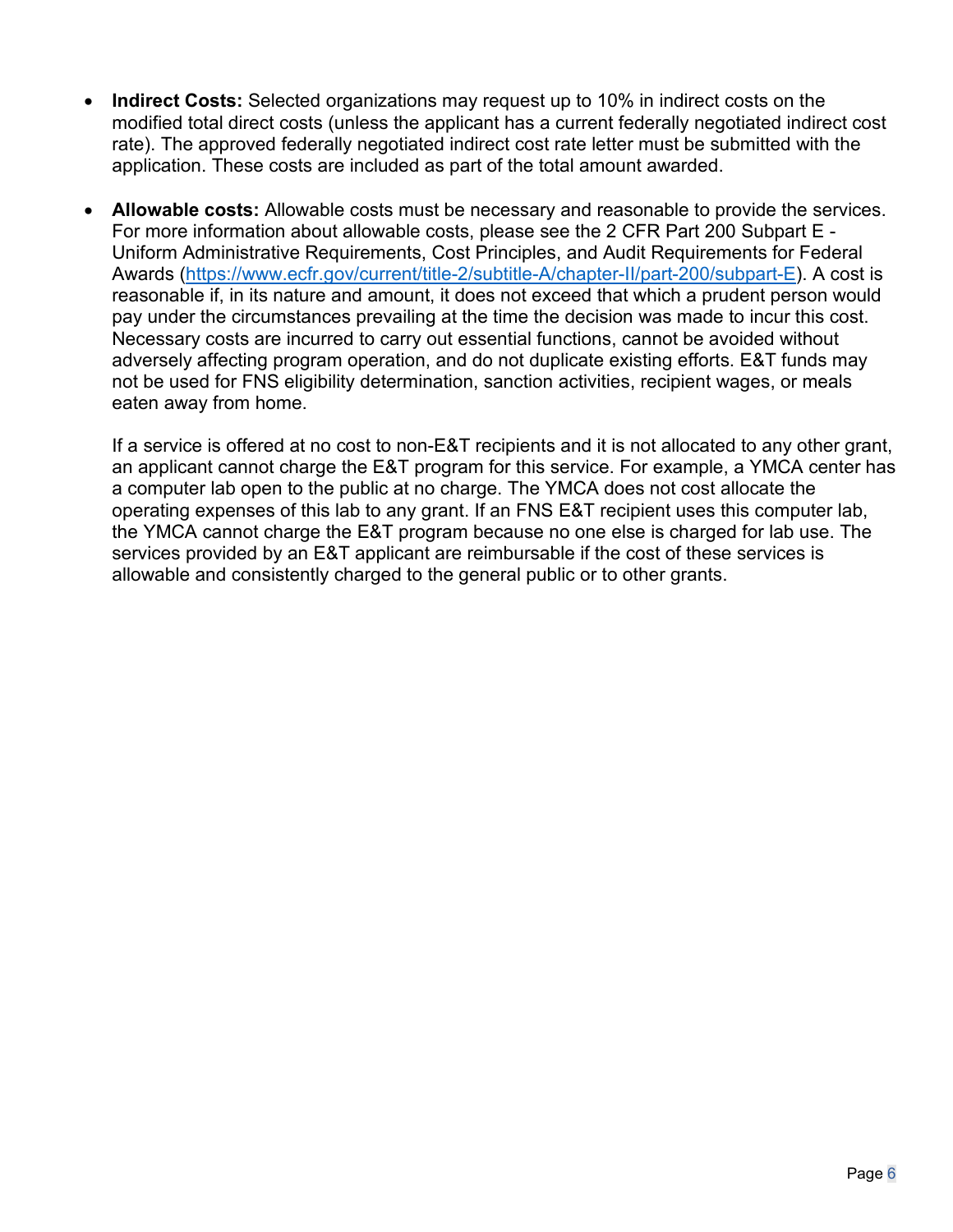- **Indirect Costs:** Selected organizations may request up to 10% in indirect costs on the modified total direct costs (unless the applicant has a current federally negotiated indirect cost rate). The approved federally negotiated indirect cost rate letter must be submitted with the application. These costs are included as part of the total amount awarded.

- **Allowable costs:** Allowable costs must be necessary and reasonable to provide the services. For more information about allowable costs, please see the 2 CFR Part 200 Subpart E - Uniform Administrative Requirements, Cost Principles, and Audit Requirements for Federal Awards (https://www.ecfr.gov/current/title-2/subtitle-A/chapter-II/part-200/subpart-E). A cost is reasonable if, in its nature and amount, it does not exceed that which a prudent person would pay under the circumstances prevailing at the time the decision was made to incur this cost. Necessary costs are incurred to carry out essential functions, cannot be avoided without adversely affecting program operation, and do not duplicate existing efforts. E&T funds may not be used for FNS eligibility determination, sanction activities, recipient wages, or meals eaten away from home.

  If a service is offered at no cost to non-E&T recipients and it is not allocated to any other grant, an applicant cannot charge the E&T program for this service. For example, a YMCA center has a computer lab open to the public at no charge. The YMCA does not cost allocate the operating expenses of this lab to any grant. If an FNS E&T recipient uses this computer lab, the YMCA cannot charge the E&T program because no one else is charged for lab use. The services provided by an E&T applicant are reimbursable if the cost of these services is allowable and consistently charged to the general public or to other grants.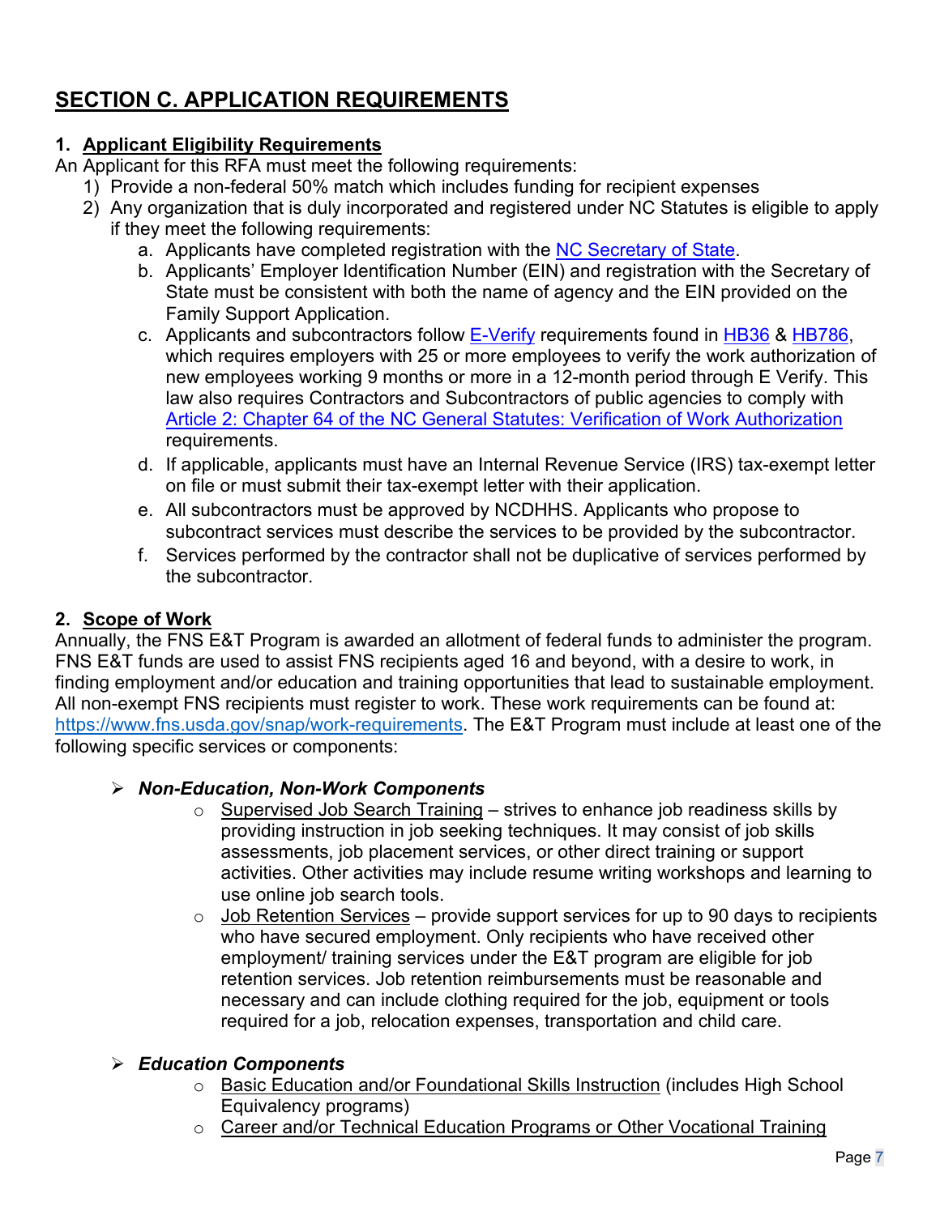## SECTION C. APPLICATION REQUIREMENTS

### 1. Applicant Eligibility Requirements

An Applicant for this RFA must meet the following requirements:

1) Provide a non-federal 50% match which includes funding for recipient expenses
2) Any organization that is duly incorporated and registered under NC Statutes is eligible to apply if they meet the following requirements:
    a. Applicants have completed registration with the NC Secretary of State.
    b. Applicants' Employer Identification Number (EIN) and registration with the Secretary of State must be consistent with both the name of agency and the EIN provided on the Family Support Application.
    c. Applicants and subcontractors follow E-Verify requirements found in HB36 & HB786, which requires employers with 25 or more employees to verify the work authorization of new employees working 9 months or more in a 12-month period through E Verify. This law also requires Contractors and Subcontractors of public agencies to comply with Article 2: Chapter 64 of the NC General Statutes: Verification of Work Authorization requirements.
    d. If applicable, applicants must have an Internal Revenue Service (IRS) tax-exempt letter on file or must submit their tax-exempt letter with their application.
    e. All subcontractors must be approved by NCDHHS. Applicants who propose to subcontract services must describe the services to be provided by the subcontractor.
    f. Services performed by the contractor shall not be duplicative of services performed by the subcontractor.

### 2. Scope of Work

Annually, the FNS E&T Program is awarded an allotment of federal funds to administer the program. FNS E&T funds are used to assist FNS recipients aged 16 and beyond, with a desire to work, in finding employment and/or education and training opportunities that lead to sustainable employment. All non-exempt FNS recipients must register to work. These work requirements can be found at: https://www.fns.usda.gov/snap/work-requirements. The E&T Program must include at least one of the following specific services or components:

- ***Non-Education, Non-Work Components***
    - Supervised Job Search Training – strives to enhance job readiness skills by providing instruction in job seeking techniques. It may consist of job skills assessments, job placement services, or other direct training or support activities. Other activities may include resume writing workshops and learning to use online job search tools.
    - Job Retention Services – provide support services for up to 90 days to recipients who have secured employment. Only recipients who have received other employment/ training services under the E&T program are eligible for job retention services. Job retention reimbursements must be reasonable and necessary and can include clothing required for the job, equipment or tools required for a job, relocation expenses, transportation and child care.

- ***Education Components***
    - Basic Education and/or Foundational Skills Instruction (includes High School Equivalency programs)
    - Career and/or Technical Education Programs or Other Vocational Training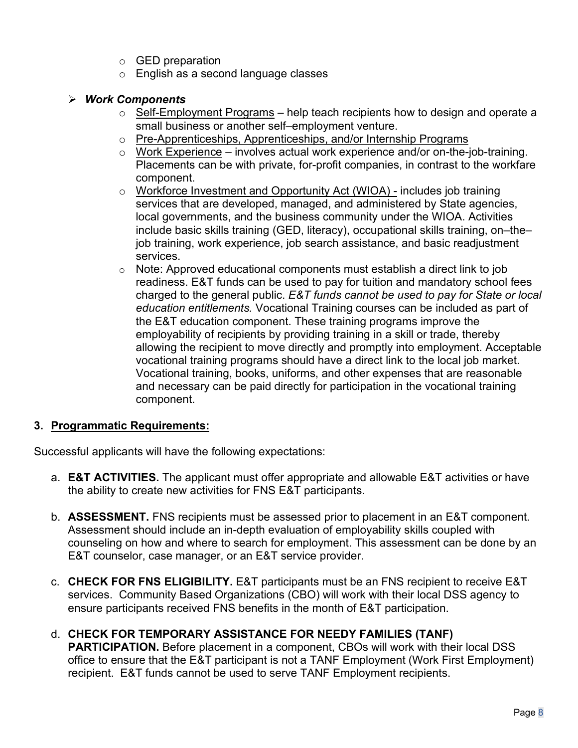- GED preparation
- English as a second language classes

- ***Work Components***
  - Self-Employment Programs – help teach recipients how to design and operate a small business or another self–employment venture.
  - Pre-Apprenticeships, Apprenticeships, and/or Internship Programs
  - Work Experience – involves actual work experience and/or on-the-job-training. Placements can be with private, for-profit companies, in contrast to the workfare component.
  - Workforce Investment and Opportunity Act (WIOA) - includes job training services that are developed, managed, and administered by State agencies, local governments, and the business community under the WIOA. Activities include basic skills training (GED, literacy), occupational skills training, on–the–job training, work experience, job search assistance, and basic readjustment services.
  - Note: Approved educational components must establish a direct link to job readiness. E&T funds can be used to pay for tuition and mandatory school fees charged to the general public. *E&T funds cannot be used to pay for State or local education entitlements.* Vocational Training courses can be included as part of the E&T education component. These training programs improve the employability of recipients by providing training in a skill or trade, thereby allowing the recipient to move directly and promptly into employment. Acceptable vocational training programs should have a direct link to the local job market. Vocational training, books, uniforms, and other expenses that are reasonable and necessary can be paid directly for participation in the vocational training component.

## 3. Programmatic Requirements:

Successful applicants will have the following expectations:

a. **E&T ACTIVITIES.** The applicant must offer appropriate and allowable E&T activities or have the ability to create new activities for FNS E&T participants.

b. **ASSESSMENT.** FNS recipients must be assessed prior to placement in an E&T component. Assessment should include an in-depth evaluation of employability skills coupled with counseling on how and where to search for employment. This assessment can be done by an E&T counselor, case manager, or an E&T service provider.

c. **CHECK FOR FNS ELIGIBILITY.** E&T participants must be an FNS recipient to receive E&T services. Community Based Organizations (CBO) will work with their local DSS agency to ensure participants received FNS benefits in the month of E&T participation.

d. **CHECK FOR TEMPORARY ASSISTANCE FOR NEEDY FAMILIES (TANF) PARTICIPATION.** Before placement in a component, CBOs will work with their local DSS office to ensure that the E&T participant is not a TANF Employment (Work First Employment) recipient. E&T funds cannot be used to serve TANF Employment recipients.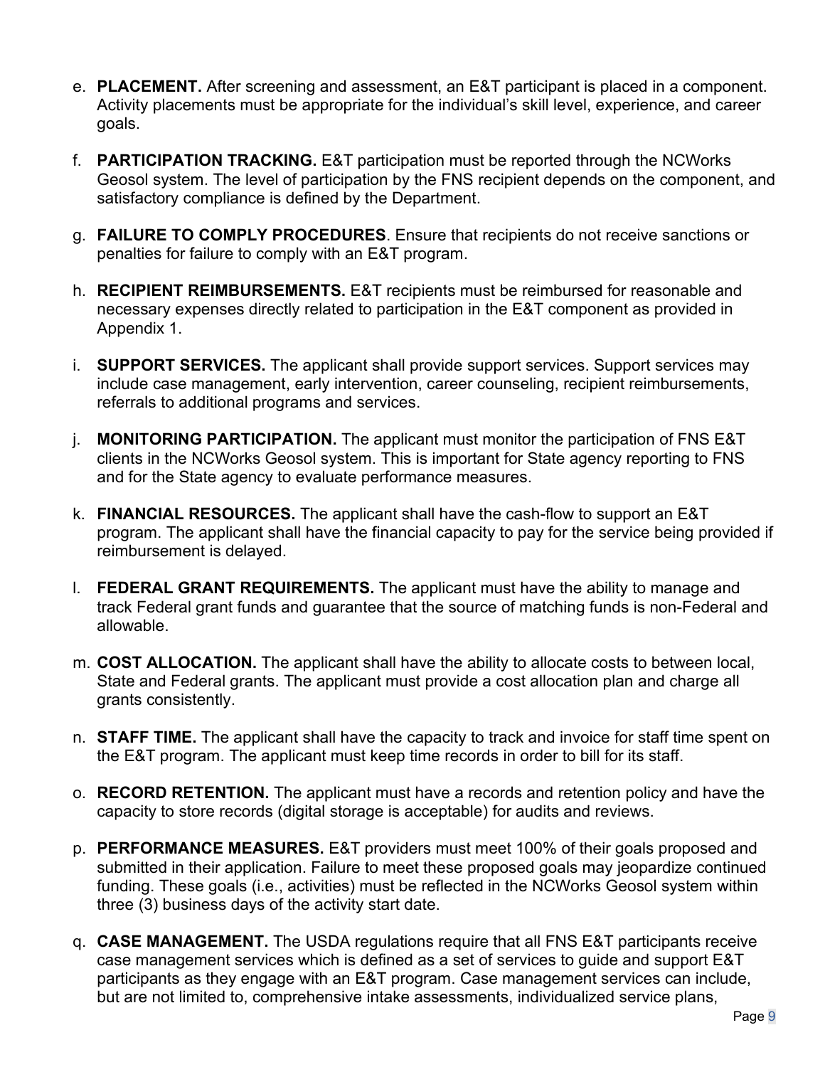e. **PLACEMENT.** After screening and assessment, an E&T participant is placed in a component. Activity placements must be appropriate for the individual's skill level, experience, and career goals.

f. **PARTICIPATION TRACKING.** E&T participation must be reported through the NCWorks Geosol system. The level of participation by the FNS recipient depends on the component, and satisfactory compliance is defined by the Department.

g. **FAILURE TO COMPLY PROCEDURES**. Ensure that recipients do not receive sanctions or penalties for failure to comply with an E&T program.

h. **RECIPIENT REIMBURSEMENTS.** E&T recipients must be reimbursed for reasonable and necessary expenses directly related to participation in the E&T component as provided in Appendix 1.

i. **SUPPORT SERVICES.** The applicant shall provide support services. Support services may include case management, early intervention, career counseling, recipient reimbursements, referrals to additional programs and services.

j. **MONITORING PARTICIPATION.** The applicant must monitor the participation of FNS E&T clients in the NCWorks Geosol system. This is important for State agency reporting to FNS and for the State agency to evaluate performance measures.

k. **FINANCIAL RESOURCES.** The applicant shall have the cash-flow to support an E&T program. The applicant shall have the financial capacity to pay for the service being provided if reimbursement is delayed.

l. **FEDERAL GRANT REQUIREMENTS.** The applicant must have the ability to manage and track Federal grant funds and guarantee that the source of matching funds is non-Federal and allowable.

m. **COST ALLOCATION.** The applicant shall have the ability to allocate costs to between local, State and Federal grants. The applicant must provide a cost allocation plan and charge all grants consistently.

n. **STAFF TIME.** The applicant shall have the capacity to track and invoice for staff time spent on the E&T program. The applicant must keep time records in order to bill for its staff.

o. **RECORD RETENTION.** The applicant must have a records and retention policy and have the capacity to store records (digital storage is acceptable) for audits and reviews.

p. **PERFORMANCE MEASURES.** E&T providers must meet 100% of their goals proposed and submitted in their application. Failure to meet these proposed goals may jeopardize continued funding. These goals (i.e., activities) must be reflected in the NCWorks Geosol system within three (3) business days of the activity start date.

q. **CASE MANAGEMENT.** The USDA regulations require that all FNS E&T participants receive case management services which is defined as a set of services to guide and support E&T participants as they engage with an E&T program. Case management services can include, but are not limited to, comprehensive intake assessments, individualized service plans,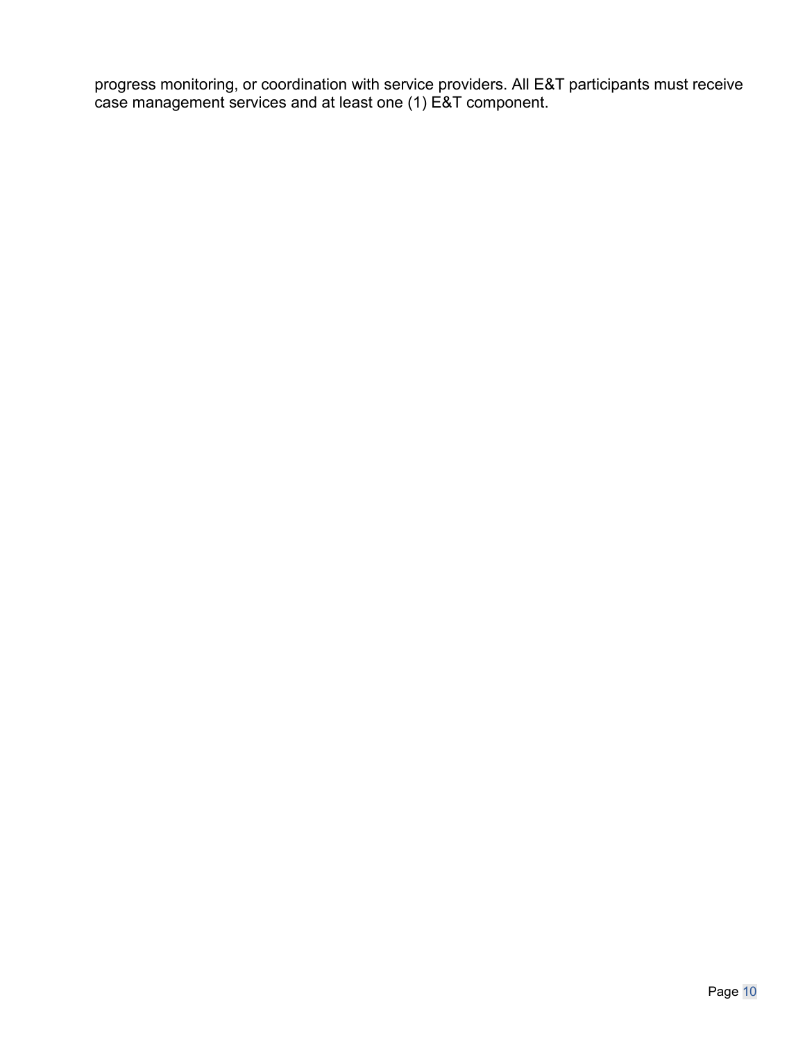progress monitoring, or coordination with service providers. All E&T participants must receive case management services and at least one (1) E&T component.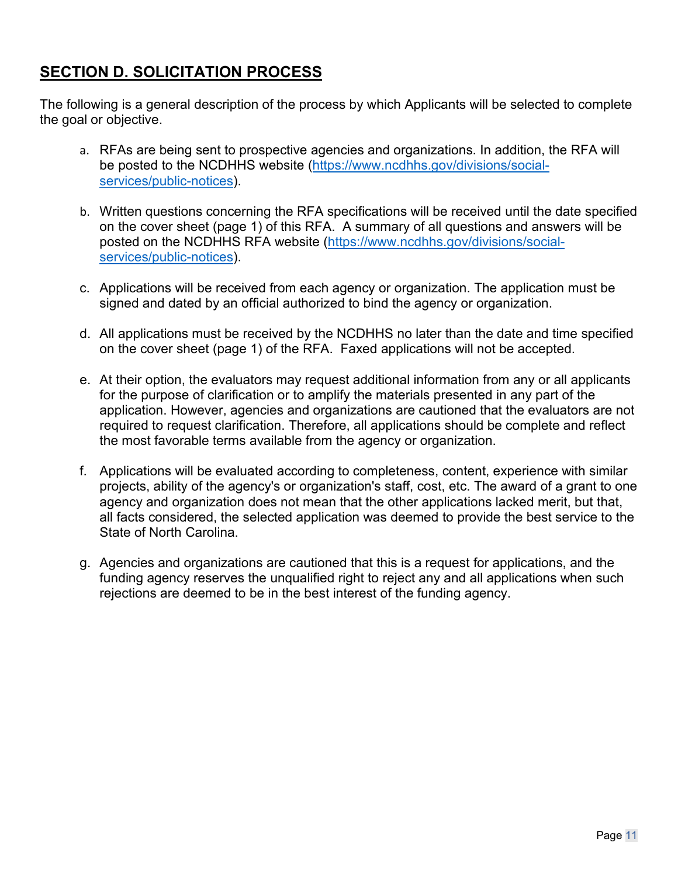## **SECTION D. SOLICITATION PROCESS**

The following is a general description of the process by which Applicants will be selected to complete the goal or objective.

a. RFAs are being sent to prospective agencies and organizations. In addition, the RFA will be posted to the NCDHHS website ([https://www.ncdhhs.gov/divisions/social-services/public-notices](https://www.ncdhhs.gov/divisions/social-services/public-notices)).

b. Written questions concerning the RFA specifications will be received until the date specified on the cover sheet (page 1) of this RFA. A summary of all questions and answers will be posted on the NCDHHS RFA website ([https://www.ncdhhs.gov/divisions/social-services/public-notices](https://www.ncdhhs.gov/divisions/social-services/public-notices)).

c. Applications will be received from each agency or organization. The application must be signed and dated by an official authorized to bind the agency or organization.

d. All applications must be received by the NCDHHS no later than the date and time specified on the cover sheet (page 1) of the RFA. Faxed applications will not be accepted.

e. At their option, the evaluators may request additional information from any or all applicants for the purpose of clarification or to amplify the materials presented in any part of the application. However, agencies and organizations are cautioned that the evaluators are not required to request clarification. Therefore, all applications should be complete and reflect the most favorable terms available from the agency or organization.

f. Applications will be evaluated according to completeness, content, experience with similar projects, ability of the agency's or organization's staff, cost, etc. The award of a grant to one agency and organization does not mean that the other applications lacked merit, but that, all facts considered, the selected application was deemed to provide the best service to the State of North Carolina.

g. Agencies and organizations are cautioned that this is a request for applications, and the funding agency reserves the unqualified right to reject any and all applications when such rejections are deemed to be in the best interest of the funding agency.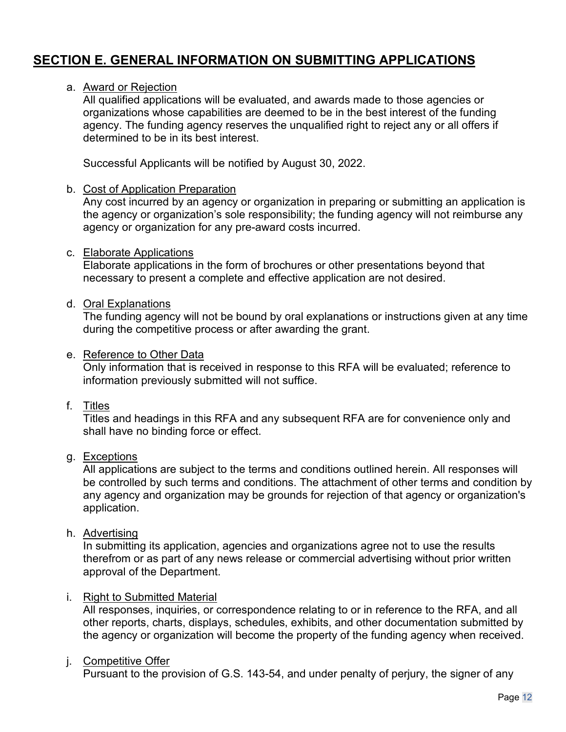## SECTION E. GENERAL INFORMATION ON SUBMITTING APPLICATIONS

a. Award or Rejection

All qualified applications will be evaluated, and awards made to those agencies or organizations whose capabilities are deemed to be in the best interest of the funding agency. The funding agency reserves the unqualified right to reject any or all offers if determined to be in its best interest.

Successful Applicants will be notified by August 30, 2022.

b. Cost of Application Preparation

Any cost incurred by an agency or organization in preparing or submitting an application is the agency or organization's sole responsibility; the funding agency will not reimburse any agency or organization for any pre-award costs incurred.

c. Elaborate Applications

Elaborate applications in the form of brochures or other presentations beyond that necessary to present a complete and effective application are not desired.

d. Oral Explanations

The funding agency will not be bound by oral explanations or instructions given at any time during the competitive process or after awarding the grant.

e. Reference to Other Data

Only information that is received in response to this RFA will be evaluated; reference to information previously submitted will not suffice.

f. Titles

Titles and headings in this RFA and any subsequent RFA are for convenience only and shall have no binding force or effect.

g. Exceptions

All applications are subject to the terms and conditions outlined herein. All responses will be controlled by such terms and conditions. The attachment of other terms and condition by any agency and organization may be grounds for rejection of that agency or organization's application.

h. Advertising

In submitting its application, agencies and organizations agree not to use the results therefrom or as part of any news release or commercial advertising without prior written approval of the Department.

i. Right to Submitted Material

All responses, inquiries, or correspondence relating to or in reference to the RFA, and all other reports, charts, displays, schedules, exhibits, and other documentation submitted by the agency or organization will become the property of the funding agency when received.

j. Competitive Offer

Pursuant to the provision of G.S. 143-54, and under penalty of perjury, the signer of any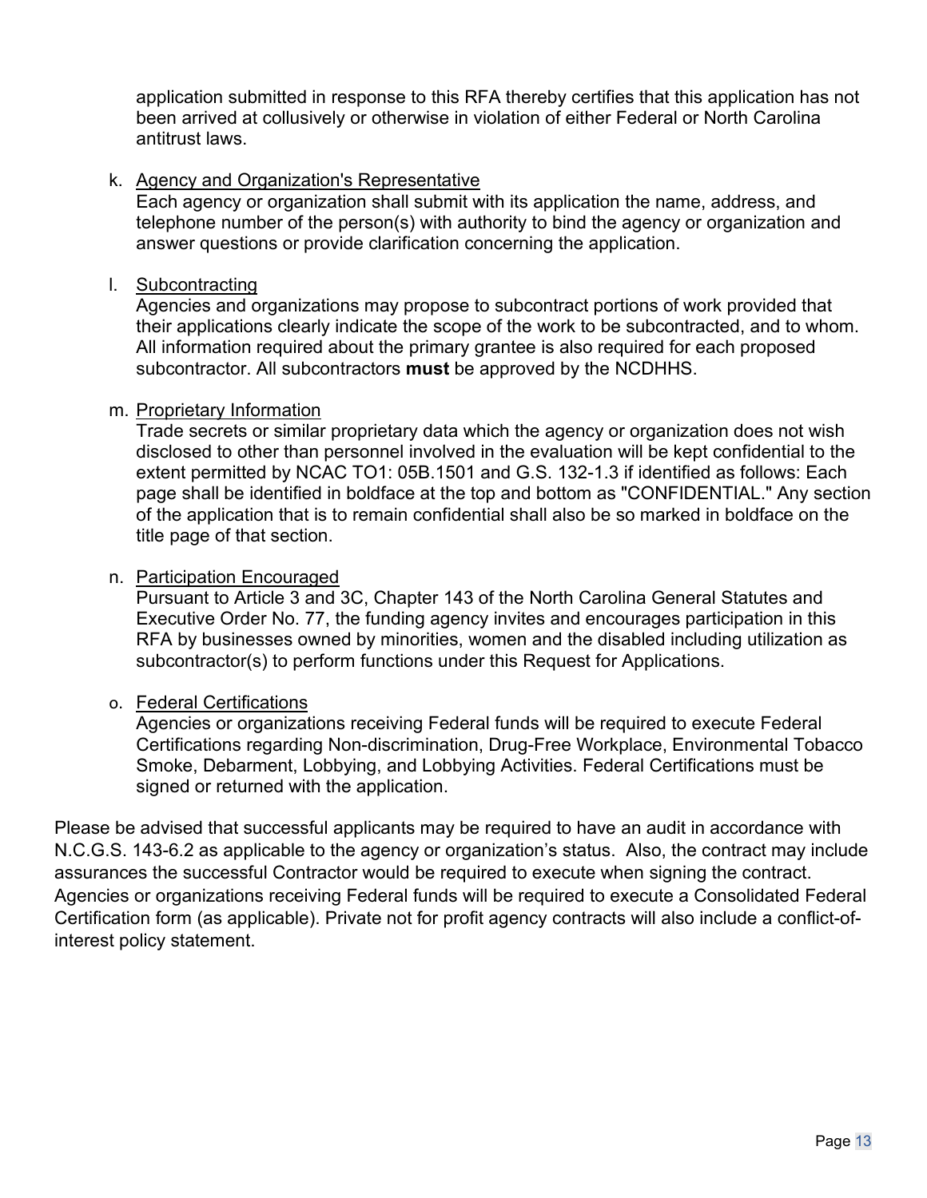application submitted in response to this RFA thereby certifies that this application has not been arrived at collusively or otherwise in violation of either Federal or North Carolina antitrust laws.

k. Agency and Organization's Representative
   Each agency or organization shall submit with its application the name, address, and telephone number of the person(s) with authority to bind the agency or organization and answer questions or provide clarification concerning the application.

l. Subcontracting
   Agencies and organizations may propose to subcontract portions of work provided that their applications clearly indicate the scope of the work to be subcontracted, and to whom. All information required about the primary grantee is also required for each proposed subcontractor. All subcontractors **must** be approved by the NCDHHS.

m. Proprietary Information
   Trade secrets or similar proprietary data which the agency or organization does not wish disclosed to other than personnel involved in the evaluation will be kept confidential to the extent permitted by NCAC TO1: 05B.1501 and G.S. 132-1.3 if identified as follows: Each page shall be identified in boldface at the top and bottom as "CONFIDENTIAL." Any section of the application that is to remain confidential shall also be so marked in boldface on the title page of that section.

n. Participation Encouraged
   Pursuant to Article 3 and 3C, Chapter 143 of the North Carolina General Statutes and Executive Order No. 77, the funding agency invites and encourages participation in this RFA by businesses owned by minorities, women and the disabled including utilization as subcontractor(s) to perform functions under this Request for Applications.

o. Federal Certifications
   Agencies or organizations receiving Federal funds will be required to execute Federal Certifications regarding Non-discrimination, Drug-Free Workplace, Environmental Tobacco Smoke, Debarment, Lobbying, and Lobbying Activities. Federal Certifications must be signed or returned with the application.

Please be advised that successful applicants may be required to have an audit in accordance with N.C.G.S. 143-6.2 as applicable to the agency or organization's status. Also, the contract may include assurances the successful Contractor would be required to execute when signing the contract. Agencies or organizations receiving Federal funds will be required to execute a Consolidated Federal Certification form (as applicable). Private not for profit agency contracts will also include a conflict-of-interest policy statement.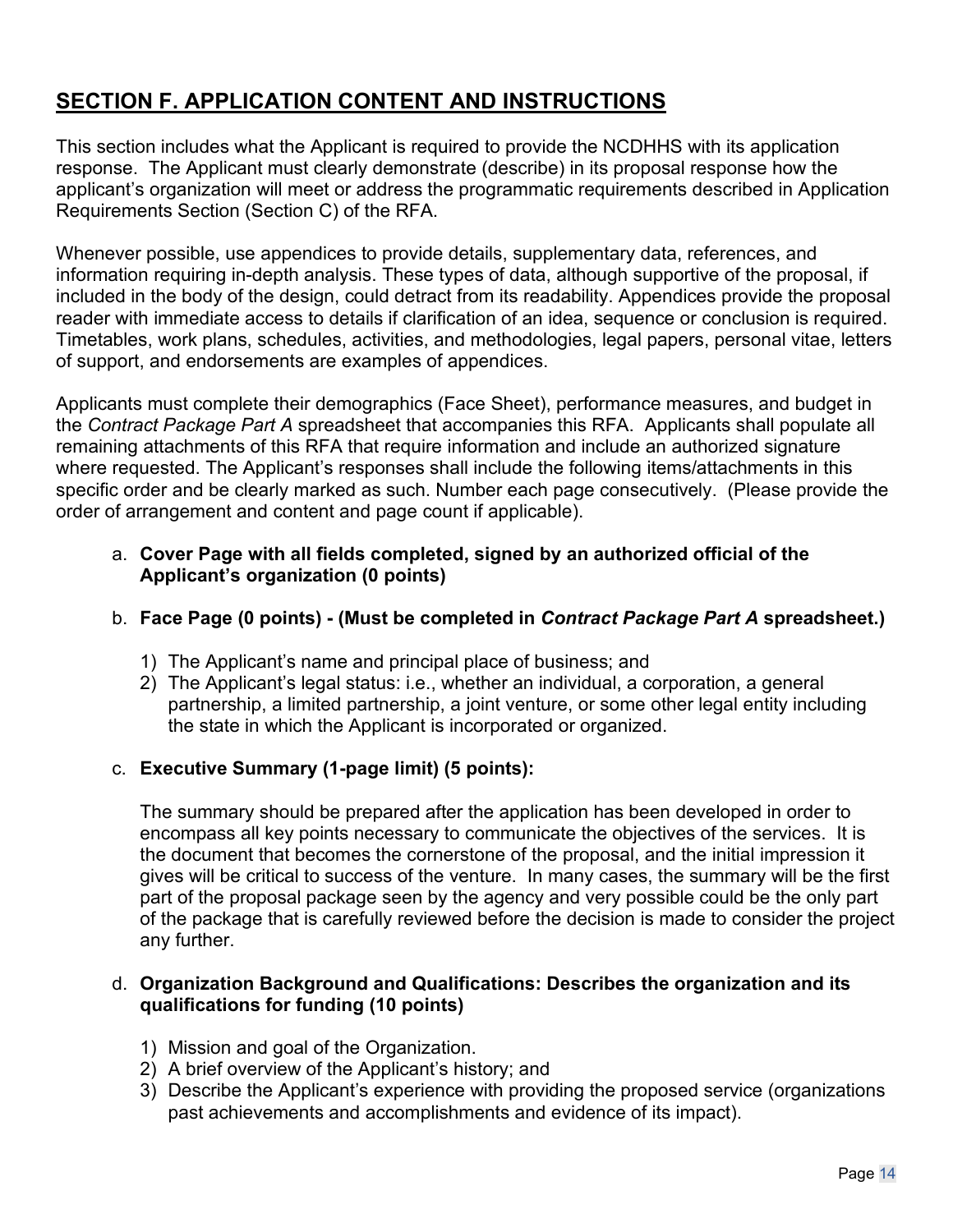## SECTION F. APPLICATION CONTENT AND INSTRUCTIONS

This section includes what the Applicant is required to provide the NCDHHS with its application response. The Applicant must clearly demonstrate (describe) in its proposal response how the applicant's organization will meet or address the programmatic requirements described in Application Requirements Section (Section C) of the RFA.

Whenever possible, use appendices to provide details, supplementary data, references, and information requiring in-depth analysis. These types of data, although supportive of the proposal, if included in the body of the design, could detract from its readability. Appendices provide the proposal reader with immediate access to details if clarification of an idea, sequence or conclusion is required. Timetables, work plans, schedules, activities, and methodologies, legal papers, personal vitae, letters of support, and endorsements are examples of appendices.

Applicants must complete their demographics (Face Sheet), performance measures, and budget in the *Contract Package Part A* spreadsheet that accompanies this RFA. Applicants shall populate all remaining attachments of this RFA that require information and include an authorized signature where requested. The Applicant's responses shall include the following items/attachments in this specific order and be clearly marked as such. Number each page consecutively. (Please provide the order of arrangement and content and page count if applicable).

a. **Cover Page with all fields completed, signed by an authorized official of the Applicant's organization (0 points)**

b. **Face Page (0 points) - (Must be completed in *Contract Package Part A* spreadsheet.)**

   1) The Applicant's name and principal place of business; and
   2) The Applicant's legal status: i.e., whether an individual, a corporation, a general partnership, a limited partnership, a joint venture, or some other legal entity including the state in which the Applicant is incorporated or organized.

c. **Executive Summary (1-page limit) (5 points):**

   The summary should be prepared after the application has been developed in order to encompass all key points necessary to communicate the objectives of the services. It is the document that becomes the cornerstone of the proposal, and the initial impression it gives will be critical to success of the venture. In many cases, the summary will be the first part of the proposal package seen by the agency and very possible could be the only part of the package that is carefully reviewed before the decision is made to consider the project any further.

d. **Organization Background and Qualifications: Describes the organization and its qualifications for funding (10 points)**

   1) Mission and goal of the Organization.
   2) A brief overview of the Applicant's history; and
   3) Describe the Applicant's experience with providing the proposed service (organizations past achievements and accomplishments and evidence of its impact).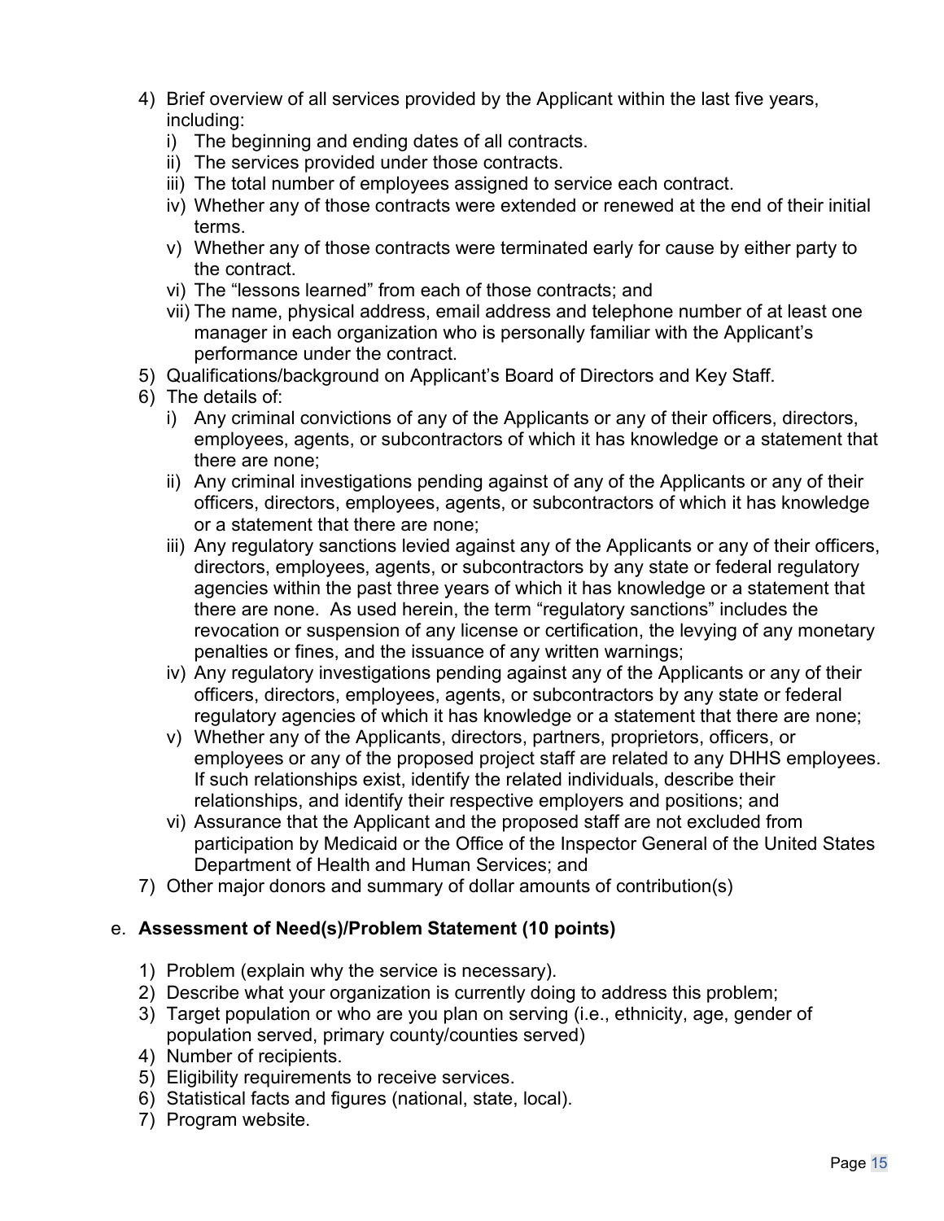4) Brief overview of all services provided by the Applicant within the last five years, including:
   i) The beginning and ending dates of all contracts.
   ii) The services provided under those contracts.
   iii) The total number of employees assigned to service each contract.
   iv) Whether any of those contracts were extended or renewed at the end of their initial terms.
   v) Whether any of those contracts were terminated early for cause by either party to the contract.
   vi) The "lessons learned" from each of those contracts; and
   vii) The name, physical address, email address and telephone number of at least one manager in each organization who is personally familiar with the Applicant's performance under the contract.
5) Qualifications/background on Applicant's Board of Directors and Key Staff.
6) The details of:
   i) Any criminal convictions of any of the Applicants or any of their officers, directors, employees, agents, or subcontractors of which it has knowledge or a statement that there are none;
   ii) Any criminal investigations pending against of any of the Applicants or any of their officers, directors, employees, agents, or subcontractors of which it has knowledge or a statement that there are none;
   iii) Any regulatory sanctions levied against any of the Applicants or any of their officers, directors, employees, agents, or subcontractors by any state or federal regulatory agencies within the past three years of which it has knowledge or a statement that there are none. As used herein, the term "regulatory sanctions" includes the revocation or suspension of any license or certification, the levying of any monetary penalties or fines, and the issuance of any written warnings;
   iv) Any regulatory investigations pending against any of the Applicants or any of their officers, directors, employees, agents, or subcontractors by any state or federal regulatory agencies of which it has knowledge or a statement that there are none;
   v) Whether any of the Applicants, directors, partners, proprietors, officers, or employees or any of the proposed project staff are related to any DHHS employees. If such relationships exist, identify the related individuals, describe their relationships, and identify their respective employers and positions; and
   vi) Assurance that the Applicant and the proposed staff are not excluded from participation by Medicaid or the Office of the Inspector General of the United States Department of Health and Human Services; and
7) Other major donors and summary of dollar amounts of contribution(s)

e. **Assessment of Need(s)/Problem Statement (10 points)**

1) Problem (explain why the service is necessary).
2) Describe what your organization is currently doing to address this problem;
3) Target population or who are you plan on serving (i.e., ethnicity, age, gender of population served, primary county/counties served)
4) Number of recipients.
5) Eligibility requirements to receive services.
6) Statistical facts and figures (national, state, local).
7) Program website.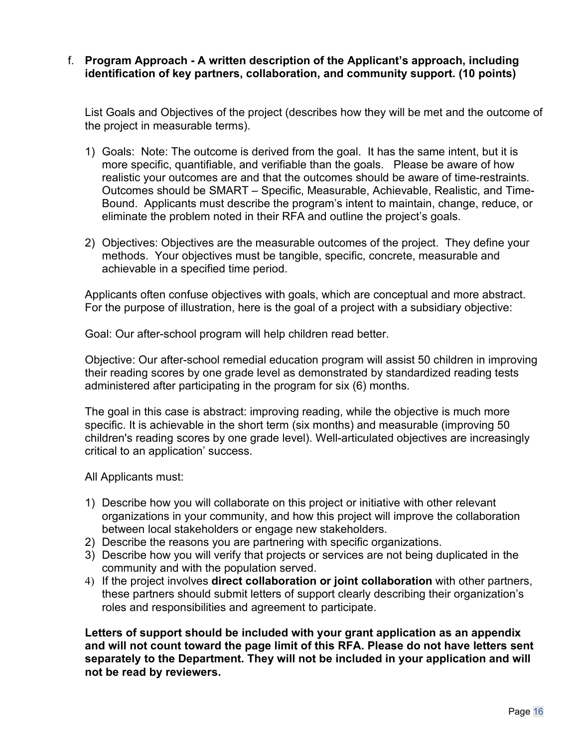f. **Program Approach - A written description of the Applicant's approach, including identification of key partners, collaboration, and community support. (10 points)**

List Goals and Objectives of the project (describes how they will be met and the outcome of the project in measurable terms).

1) Goals: Note: The outcome is derived from the goal. It has the same intent, but it is more specific, quantifiable, and verifiable than the goals. Please be aware of how realistic your outcomes are and that the outcomes should be aware of time-restraints. Outcomes should be SMART – Specific, Measurable, Achievable, Realistic, and Time-Bound. Applicants must describe the program's intent to maintain, change, reduce, or eliminate the problem noted in their RFA and outline the project's goals.

2) Objectives: Objectives are the measurable outcomes of the project. They define your methods. Your objectives must be tangible, specific, concrete, measurable and achievable in a specified time period.

Applicants often confuse objectives with goals, which are conceptual and more abstract. For the purpose of illustration, here is the goal of a project with a subsidiary objective:

Goal: Our after-school program will help children read better.

Objective: Our after-school remedial education program will assist 50 children in improving their reading scores by one grade level as demonstrated by standardized reading tests administered after participating in the program for six (6) months.

The goal in this case is abstract: improving reading, while the objective is much more specific. It is achievable in the short term (six months) and measurable (improving 50 children's reading scores by one grade level). Well-articulated objectives are increasingly critical to an application' success.

All Applicants must:

1) Describe how you will collaborate on this project or initiative with other relevant organizations in your community, and how this project will improve the collaboration between local stakeholders or engage new stakeholders.
2) Describe the reasons you are partnering with specific organizations.
3) Describe how you will verify that projects or services are not being duplicated in the community and with the population served.
4) If the project involves **direct collaboration or joint collaboration** with other partners, these partners should submit letters of support clearly describing their organization's roles and responsibilities and agreement to participate.

**Letters of support should be included with your grant application as an appendix and will not count toward the page limit of this RFA. Please do not have letters sent separately to the Department. They will not be included in your application and will not be read by reviewers.**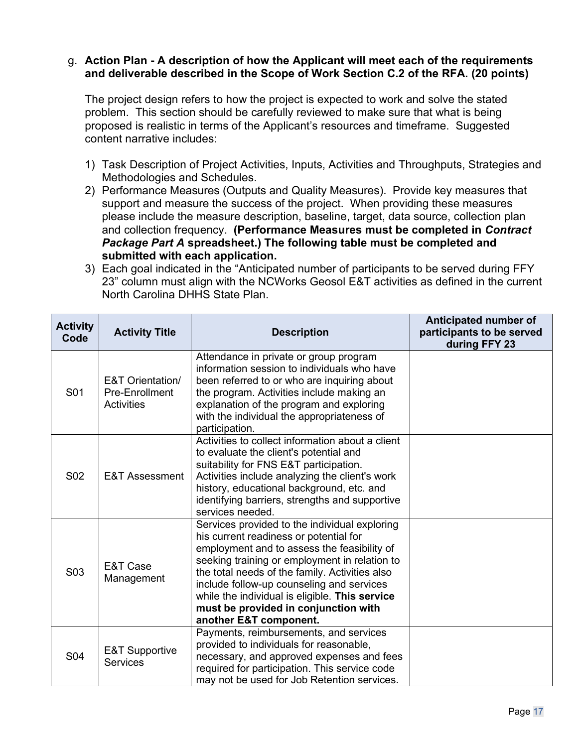g. **Action Plan - A description of how the Applicant will meet each of the requirements and deliverable described in the Scope of Work Section C.2 of the RFA. (20 points)**

The project design refers to how the project is expected to work and solve the stated problem. This section should be carefully reviewed to make sure that what is being proposed is realistic in terms of the Applicant's resources and timeframe. Suggested content narrative includes:

1) Task Description of Project Activities, Inputs, Activities and Throughputs, Strategies and Methodologies and Schedules.
2) Performance Measures (Outputs and Quality Measures). Provide key measures that support and measure the success of the project. When providing these measures please include the measure description, baseline, target, data source, collection plan and collection frequency. **(Performance Measures must be completed in *Contract Package Part A* spreadsheet.) The following table must be completed and submitted with each application.**
3) Each goal indicated in the "Anticipated number of participants to be served during FFY 23" column must align with the NCWorks Geosol E&T activities as defined in the current North Carolina DHHS State Plan.

| Activity Code | Activity Title | Description | Anticipated number of participants to be served during FFY 23 |
|---|---|---|---|
| S01 | E&T Orientation/ Pre-Enrollment Activities | Attendance in private or group program information session to individuals who have been referred to or who are inquiring about the program. Activities include making an explanation of the program and exploring with the individual the appropriateness of participation. | |
| S02 | E&T Assessment | Activities to collect information about a client to evaluate the client's potential and suitability for FNS E&T participation. Activities include analyzing the client's work history, educational background, etc. and identifying barriers, strengths and supportive services needed. | |
| S03 | E&T Case Management | Services provided to the individual exploring his current readiness or potential for employment and to assess the feasibility of seeking training or employment in relation to the total needs of the family. Activities also include follow-up counseling and services while the individual is eligible. **This service must be provided in conjunction with another E&T component.** | |
| S04 | E&T Supportive Services | Payments, reimbursements, and services provided to individuals for reasonable, necessary, and approved expenses and fees required for participation. This service code may not be used for Job Retention services. | |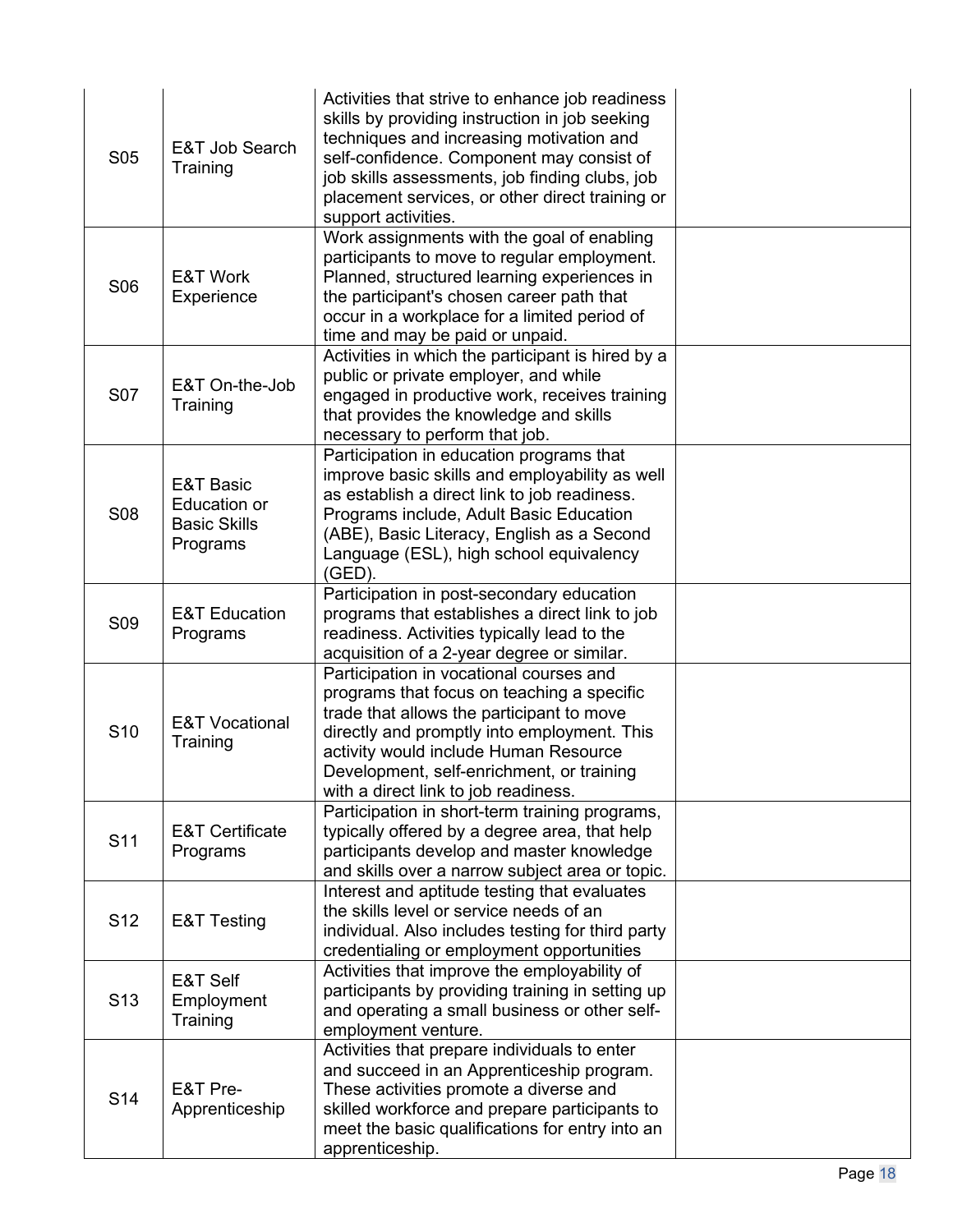| | | | |
|---|---|---|---|
| S05 | E&T Job Search Training | Activities that strive to enhance job readiness skills by providing instruction in job seeking techniques and increasing motivation and self-confidence. Component may consist of job skills assessments, job finding clubs, job placement services, or other direct training or support activities. | |
| S06 | E&T Work Experience | Work assignments with the goal of enabling participants to move to regular employment. Planned, structured learning experiences in the participant's chosen career path that occur in a workplace for a limited period of time and may be paid or unpaid. | |
| S07 | E&T On-the-Job Training | Activities in which the participant is hired by a public or private employer, and while engaged in productive work, receives training that provides the knowledge and skills necessary to perform that job. | |
| S08 | E&T Basic Education or Basic Skills Programs | Participation in education programs that improve basic skills and employability as well as establish a direct link to job readiness. Programs include, Adult Basic Education (ABE), Basic Literacy, English as a Second Language (ESL), high school equivalency (GED). | |
| S09 | E&T Education Programs | Participation in post-secondary education programs that establishes a direct link to job readiness. Activities typically lead to the acquisition of a 2-year degree or similar. | |
| S10 | E&T Vocational Training | Participation in vocational courses and programs that focus on teaching a specific trade that allows the participant to move directly and promptly into employment. This activity would include Human Resource Development, self-enrichment, or training with a direct link to job readiness. | |
| S11 | E&T Certificate Programs | Participation in short-term training programs, typically offered by a degree area, that help participants develop and master knowledge and skills over a narrow subject area or topic. | |
| S12 | E&T Testing | Interest and aptitude testing that evaluates the skills level or service needs of an individual. Also includes testing for third party credentialing or employment opportunities | |
| S13 | E&T Self Employment Training | Activities that improve the employability of participants by providing training in setting up and operating a small business or other self-employment venture. | |
| S14 | E&T Pre-Apprenticeship | Activities that prepare individuals to enter and succeed in an Apprenticeship program. These activities promote a diverse and skilled workforce and prepare participants to meet the basic qualifications for entry into an apprenticeship. | |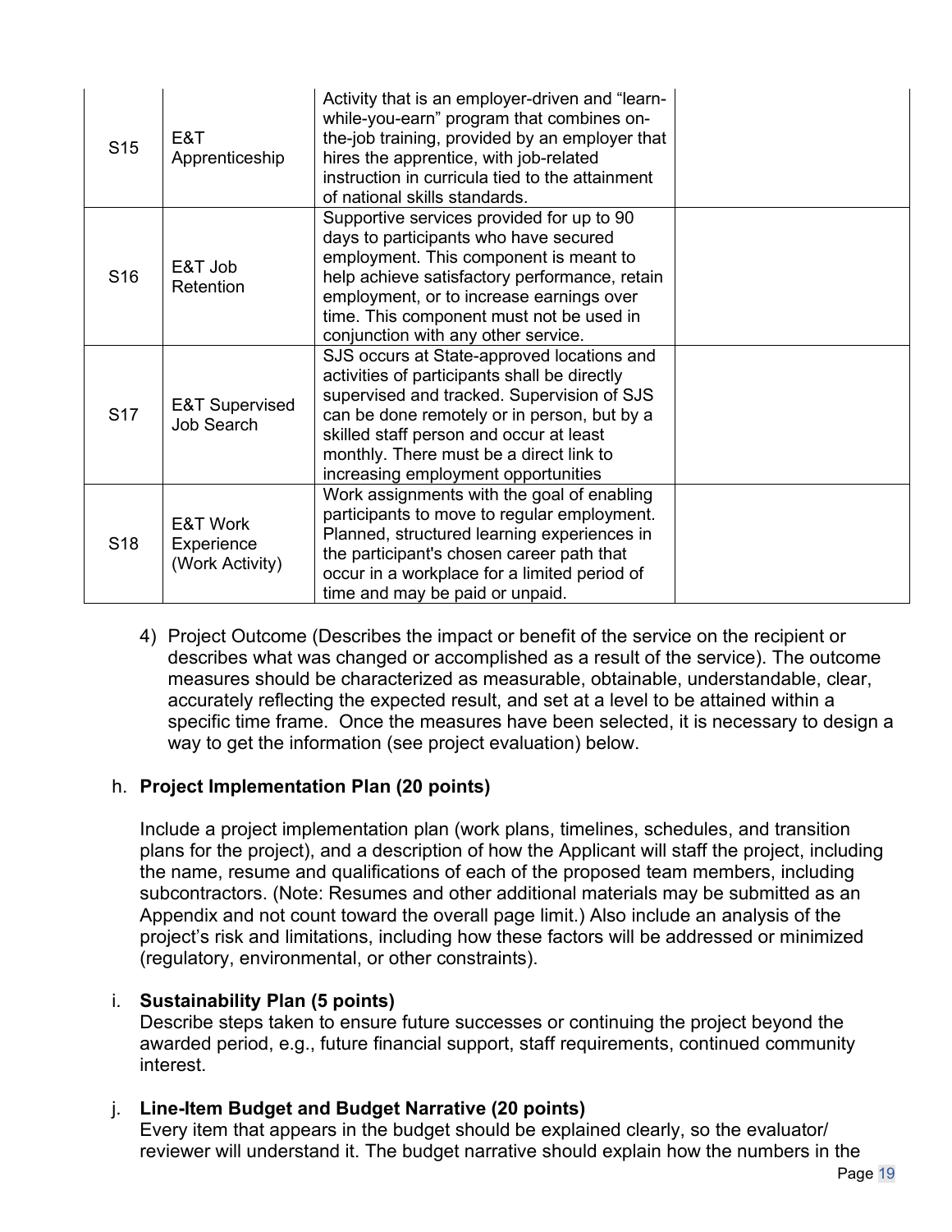| | | | |
|---|---|---|---|
| S15 | E&T Apprenticeship | Activity that is an employer-driven and "learn-while-you-earn" program that combines on-the-job training, provided by an employer that hires the apprentice, with job-related instruction in curricula tied to the attainment of national skills standards. | |
| S16 | E&T Job Retention | Supportive services provided for up to 90 days to participants who have secured employment. This component is meant to help achieve satisfactory performance, retain employment, or to increase earnings over time. This component must not be used in conjunction with any other service. | |
| S17 | E&T Supervised Job Search | SJS occurs at State-approved locations and activities of participants shall be directly supervised and tracked. Supervision of SJS can be done remotely or in person, but by a skilled staff person and occur at least monthly. There must be a direct link to increasing employment opportunities | |
| S18 | E&T Work Experience (Work Activity) | Work assignments with the goal of enabling participants to move to regular employment. Planned, structured learning experiences in the participant's chosen career path that occur in a workplace for a limited period of time and may be paid or unpaid. | |

4) Project Outcome (Describes the impact or benefit of the service on the recipient or describes what was changed or accomplished as a result of the service). The outcome measures should be characterized as measurable, obtainable, understandable, clear, accurately reflecting the expected result, and set at a level to be attained within a specific time frame. Once the measures have been selected, it is necessary to design a way to get the information (see project evaluation) below.

h. **Project Implementation Plan (20 points)**

Include a project implementation plan (work plans, timelines, schedules, and transition plans for the project), and a description of how the Applicant will staff the project, including the name, resume and qualifications of each of the proposed team members, including subcontractors. (Note: Resumes and other additional materials may be submitted as an Appendix and not count toward the overall page limit.) Also include an analysis of the project's risk and limitations, including how these factors will be addressed or minimized (regulatory, environmental, or other constraints).

i. **Sustainability Plan (5 points)**
Describe steps taken to ensure future successes or continuing the project beyond the awarded period, e.g., future financial support, staff requirements, continued community interest.

j. **Line-Item Budget and Budget Narrative (20 points)**
Every item that appears in the budget should be explained clearly, so the evaluator/ reviewer will understand it. The budget narrative should explain how the numbers in the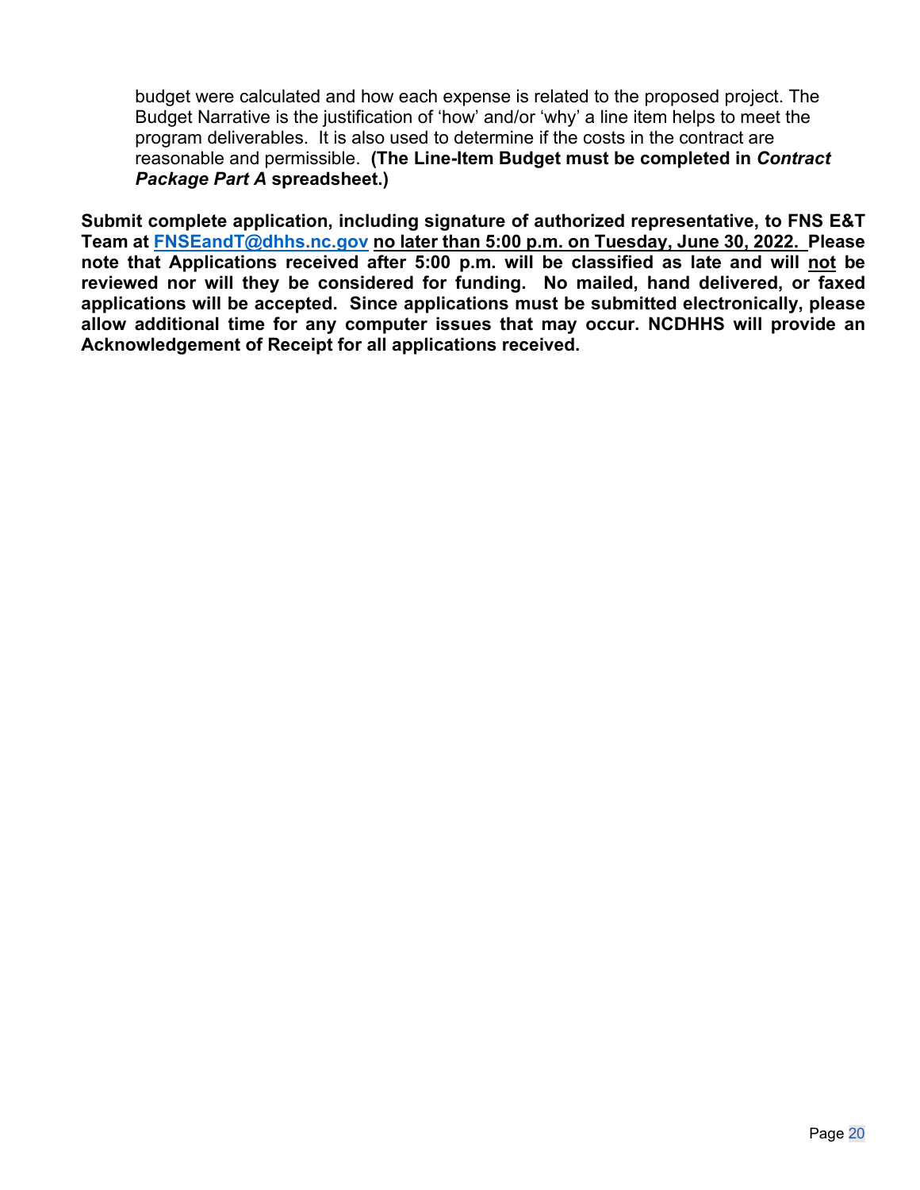budget were calculated and how each expense is related to the proposed project. The Budget Narrative is the justification of 'how' and/or 'why' a line item helps to meet the program deliverables. It is also used to determine if the costs in the contract are reasonable and permissible. **(The Line-Item Budget must be completed in *Contract Package Part A* spreadsheet.)**

**Submit complete application, including signature of authorized representative, to FNS E&T Team at FNSEandT@dhhs.nc.gov no later than 5:00 p.m. on Tuesday, June 30, 2022. Please note that Applications received after 5:00 p.m. will be classified as late and will not be reviewed nor will they be considered for funding. No mailed, hand delivered, or faxed applications will be accepted. Since applications must be submitted electronically, please allow additional time for any computer issues that may occur. NCDHHS will provide an Acknowledgement of Receipt for all applications received.**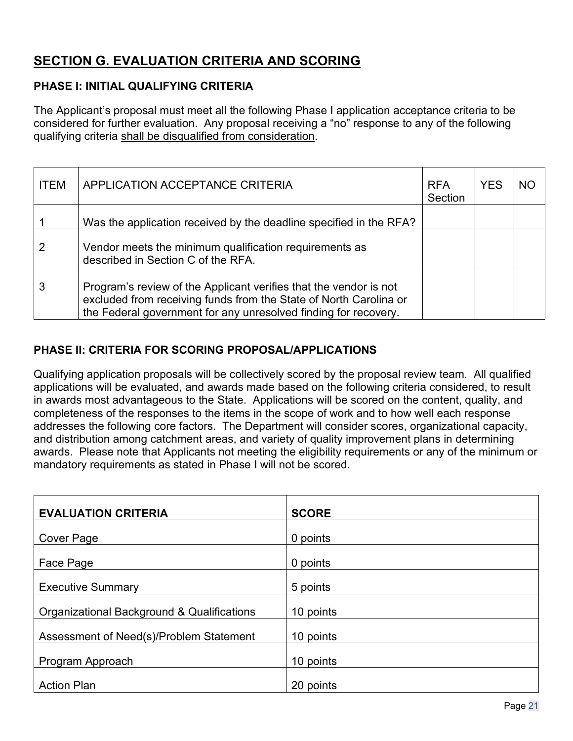## SECTION G. EVALUATION CRITERIA AND SCORING

### PHASE I: INITIAL QUALIFYING CRITERIA

The Applicant's proposal must meet all the following Phase I application acceptance criteria to be considered for further evaluation. Any proposal receiving a "no" response to any of the following qualifying criteria shall be disqualified from consideration.

| ITEM | APPLICATION ACCEPTANCE CRITERIA | RFA Section | YES | NO |
|---|---|---|---|---|
| 1 | Was the application received by the deadline specified in the RFA? | | | |
| 2 | Vendor meets the minimum qualification requirements as described in Section C of the RFA. | | | |
| 3 | Program's review of the Applicant verifies that the vendor is not excluded from receiving funds from the State of North Carolina or the Federal government for any unresolved finding for recovery. | | | |

### PHASE II: CRITERIA FOR SCORING PROPOSAL/APPLICATIONS

Qualifying application proposals will be collectively scored by the proposal review team. All qualified applications will be evaluated, and awards made based on the following criteria considered, to result in awards most advantageous to the State. Applications will be scored on the content, quality, and completeness of the responses to the items in the scope of work and to how well each response addresses the following core factors. The Department will consider scores, organizational capacity, and distribution among catchment areas, and variety of quality improvement plans in determining awards. Please note that Applicants not meeting the eligibility requirements or any of the minimum or mandatory requirements as stated in Phase I will not be scored.

| EVALUATION CRITERIA | SCORE |
|---|---|
| Cover Page | 0 points |
| Face Page | 0 points |
| Executive Summary | 5 points |
| Organizational Background & Qualifications | 10 points |
| Assessment of Need(s)/Problem Statement | 10 points |
| Program Approach | 10 points |
| Action Plan | 20 points |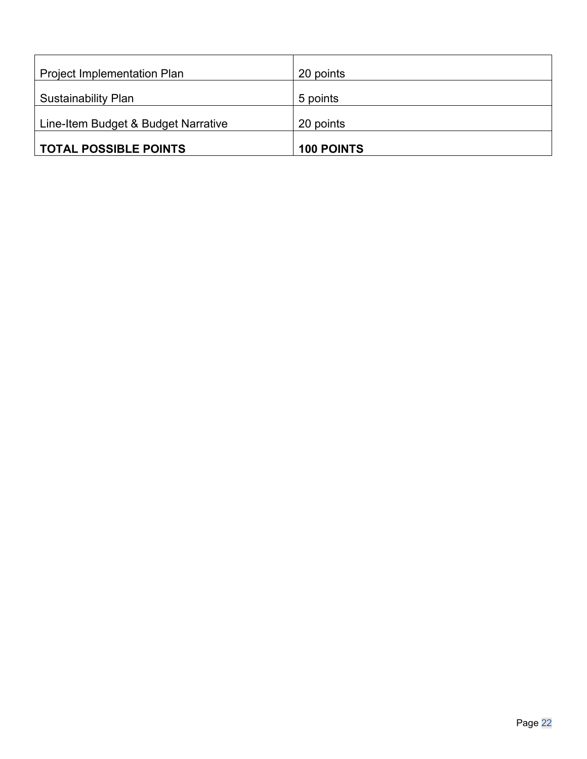| | |
|---|---|
| Project Implementation Plan | 20 points |
| Sustainability Plan | 5 points |
| Line-Item Budget & Budget Narrative | 20 points |
| **TOTAL POSSIBLE POINTS** | **100 POINTS** |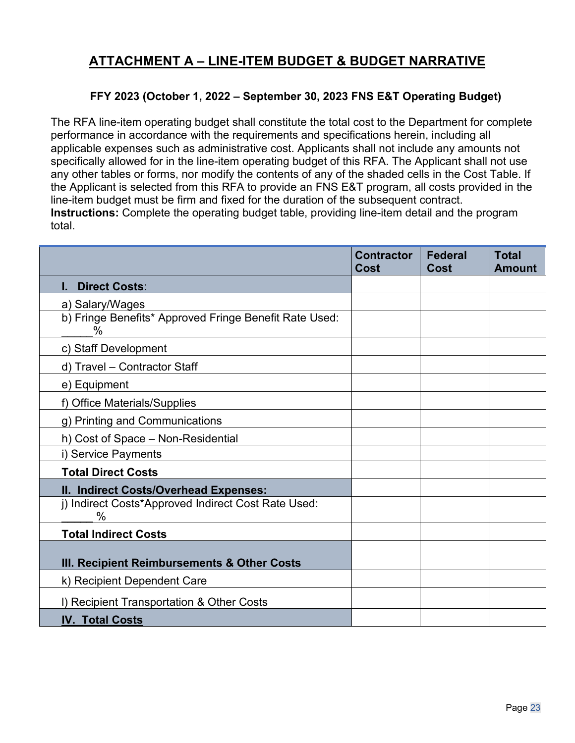## ATTACHMENT A – LINE-ITEM BUDGET & BUDGET NARRATIVE

**FFY 2023 (October 1, 2022 – September 30, 2023 FNS E&T Operating Budget)**

The RFA line-item operating budget shall constitute the total cost to the Department for complete performance in accordance with the requirements and specifications herein, including all applicable expenses such as administrative cost. Applicants shall not include any amounts not specifically allowed for in the line-item operating budget of this RFA. The Applicant shall not use any other tables or forms, nor modify the contents of any of the shaded cells in the Cost Table. If the Applicant is selected from this RFA to provide an FNS E&T program, all costs provided in the line-item budget must be firm and fixed for the duration of the subsequent contract.
**Instructions:** Complete the operating budget table, providing line-item detail and the program total.

| | Contractor Cost | Federal Cost | Total Amount |
|---|---|---|---|
| **I. Direct Costs**: | | | |
| a) Salary/Wages | | | |
| b) Fringe Benefits* Approved Fringe Benefit Rate Used: _____% | | | |
| c) Staff Development | | | |
| d) Travel – Contractor Staff | | | |
| e) Equipment | | | |
| f) Office Materials/Supplies | | | |
| g) Printing and Communications | | | |
| h) Cost of Space – Non-Residential | | | |
| i) Service Payments | | | |
| **Total Direct Costs** | | | |
| **II. Indirect Costs/Overhead Expenses:** | | | |
| j) Indirect Costs*Approved Indirect Cost Rate Used: _____ % | | | |
| **Total Indirect Costs** | | | |
| **III. Recipient Reimbursements & Other Costs** | | | |
| k) Recipient Dependent Care | | | |
| l) Recipient Transportation & Other Costs | | | |
| **IV. Total Costs** | | | |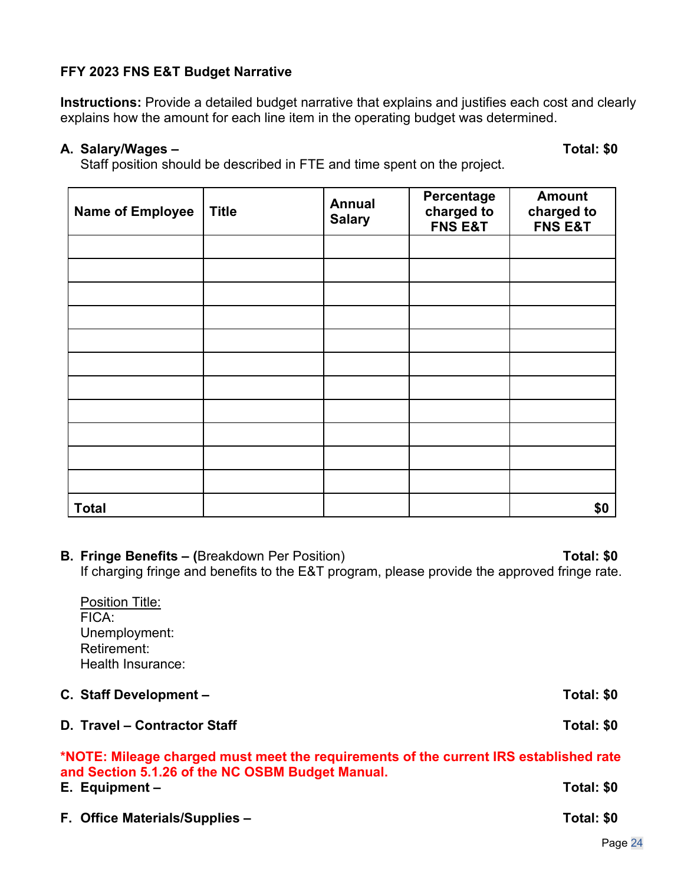**FFY 2023 FNS E&T Budget Narrative**

**Instructions:** Provide a detailed budget narrative that explains and justifies each cost and clearly explains how the amount for each line item in the operating budget was determined.

**A. Salary/Wages –** **Total: $0**

Staff position should be described in FTE and time spent on the project.

| Name of Employee | Title | Annual Salary | Percentage charged to FNS E&T | Amount charged to FNS E&T |
|---|---|---|---|---|
| | | | | |
| | | | | |
| | | | | |
| | | | | |
| | | | | |
| | | | | |
| | | | | |
| | | | | |
| | | | | |
| | | | | |
| | | | | |
| **Total** | | | | **$0** |

**B. Fringe Benefits – (**Breakdown Per Position) **Total: $0**

If charging fringe and benefits to the E&T program, please provide the approved fringe rate.

Position Title:
FICA:
Unemployment:
Retirement:
Health Insurance:

**C. Staff Development –** **Total: $0**

**D. Travel – Contractor Staff** **Total: $0**

**\*NOTE: Mileage charged must meet the requirements of the current IRS established rate and Section 5.1.26 of the NC OSBM Budget Manual.**

**E. Equipment –** **Total: $0**

**F. Office Materials/Supplies –** **Total: $0**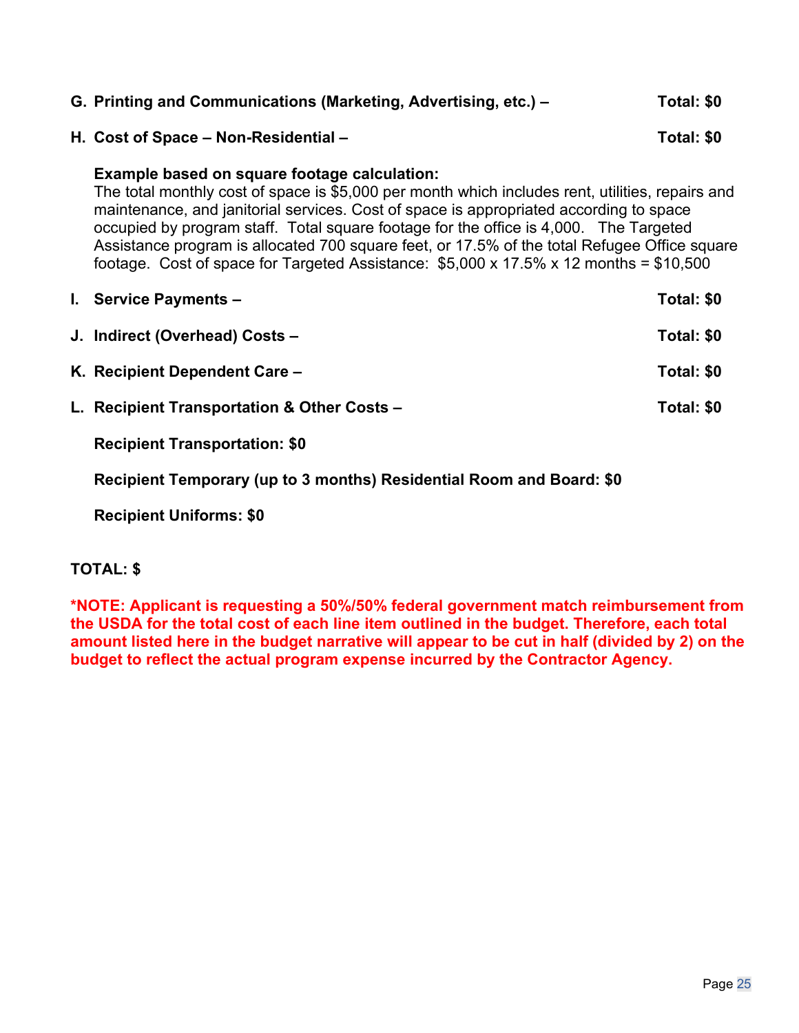**G. Printing and Communications (Marketing, Advertising, etc.) – Total: $0**

**H. Cost of Space – Non-Residential – Total: $0**

**Example based on square footage calculation:**
The total monthly cost of space is $5,000 per month which includes rent, utilities, repairs and maintenance, and janitorial services. Cost of space is appropriated according to space occupied by program staff. Total square footage for the office is 4,000. The Targeted Assistance program is allocated 700 square feet, or 17.5% of the total Refugee Office square footage. Cost of space for Targeted Assistance: $5,000 x 17.5% x 12 months = $10,500

**I. Service Payments – Total: $0**

**J. Indirect (Overhead) Costs – Total: $0**

**K. Recipient Dependent Care – Total: $0**

**L. Recipient Transportation & Other Costs – Total: $0**

**Recipient Transportation: $0**

**Recipient Temporary (up to 3 months) Residential Room and Board: $0**

**Recipient Uniforms: $0**

**TOTAL: $**

**\*NOTE: Applicant is requesting a 50%/50% federal government match reimbursement from the USDA for the total cost of each line item outlined in the budget. Therefore, each total amount listed here in the budget narrative will appear to be cut in half (divided by 2) on the budget to reflect the actual program expense incurred by the Contractor Agency.**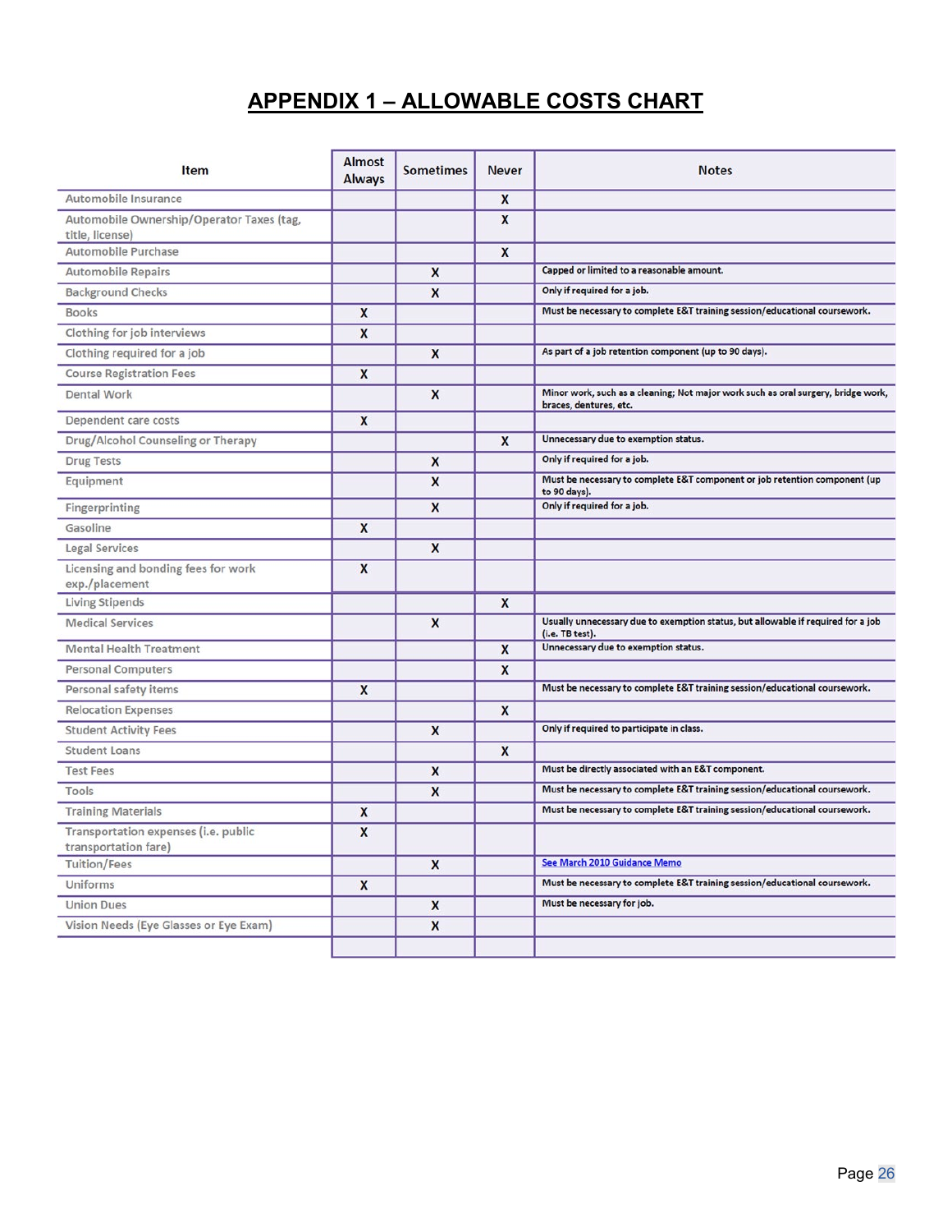# APPENDIX 1 – ALLOWABLE COSTS CHART

| Item | Almost Always | Sometimes | Never | Notes |
|---|---|---|---|---|
| Automobile Insurance | | | X | |
| Automobile Ownership/Operator Taxes (tag, title, license) | | | X | |
| Automobile Purchase | | | X | |
| Automobile Repairs | | X | | Capped or limited to a reasonable amount. |
| Background Checks | | X | | Only if required for a job. |
| Books | X | | | Must be necessary to complete E&T training session/educational coursework. |
| Clothing for job interviews | X | | | |
| Clothing required for a job | | X | | As part of a job retention component (up to 90 days). |
| Course Registration Fees | X | | | |
| Dental Work | | X | | Minor work, such as a cleaning; Not major work such as oral surgery, bridge work, braces, dentures, etc. |
| Dependent care costs | X | | | |
| Drug/Alcohol Counseling or Therapy | | | X | Unnecessary due to exemption status. |
| Drug Tests | | X | | Only if required for a job. |
| Equipment | | X | | Must be necessary to complete E&T component or job retention component (up to 90 days). |
| Fingerprinting | | X | | Only if required for a job. |
| Gasoline | X | | | |
| Legal Services | | X | | |
| Licensing and bonding fees for work exp./placement | X | | | |
| Living Stipends | | | X | |
| Medical Services | | X | | Usually unnecessary due to exemption status, but allowable if required for a job (i.e. TB test). |
| Mental Health Treatment | | | X | Unnecessary due to exemption status. |
| Personal Computers | | | X | |
| Personal safety items | X | | | Must be necessary to complete E&T training session/educational coursework. |
| Relocation Expenses | | | X | |
| Student Activity Fees | | X | | Only if required to participate in class. |
| Student Loans | | | X | |
| Test Fees | | X | | Must be directly associated with an E&T component. |
| Tools | | X | | Must be necessary to complete E&T training session/educational coursework. |
| Training Materials | X | | | Must be necessary to complete E&T training session/educational coursework. |
| Transportation expenses (i.e. public transportation fare) | X | | | |
| Tuition/Fees | | X | | See March 2010 Guidance Memo |
| Uniforms | X | | | Must be necessary to complete E&T training session/educational coursework. |
| Union Dues | | X | | Must be necessary for job. |
| Vision Needs (Eye Glasses or Eye Exam) | | X | | |